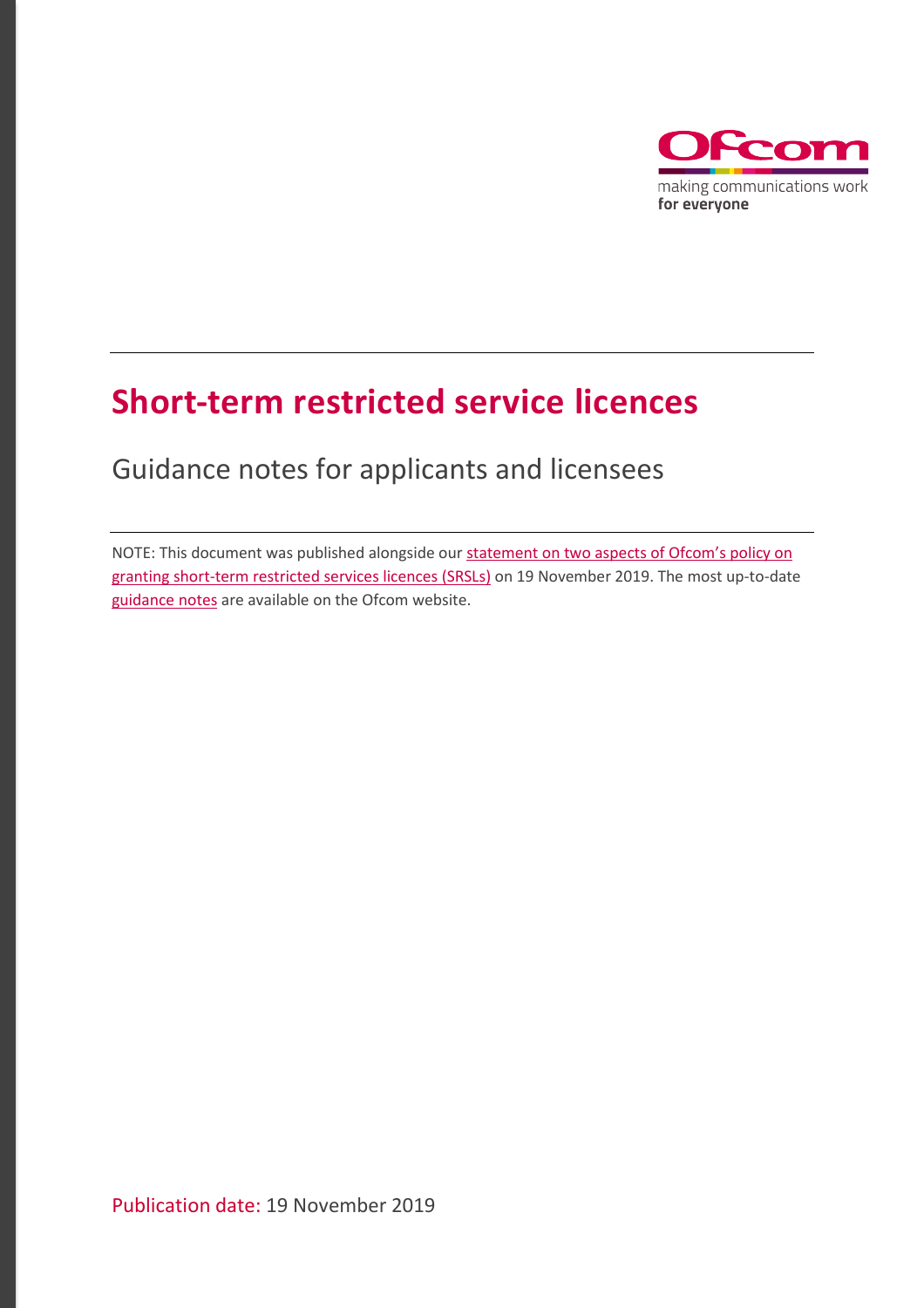Ofcom

making communications work
**for everyone**

# Short-term restricted service licences

## Guidance notes for applicants and licensees

NOTE: This document was published alongside our statement on two aspects of Ofcom's policy on granting short-term restricted services licences (SRSLs) on 19 November 2019. The most up-to-date guidance notes are available on the Ofcom website.

Publication date: 19 November 2019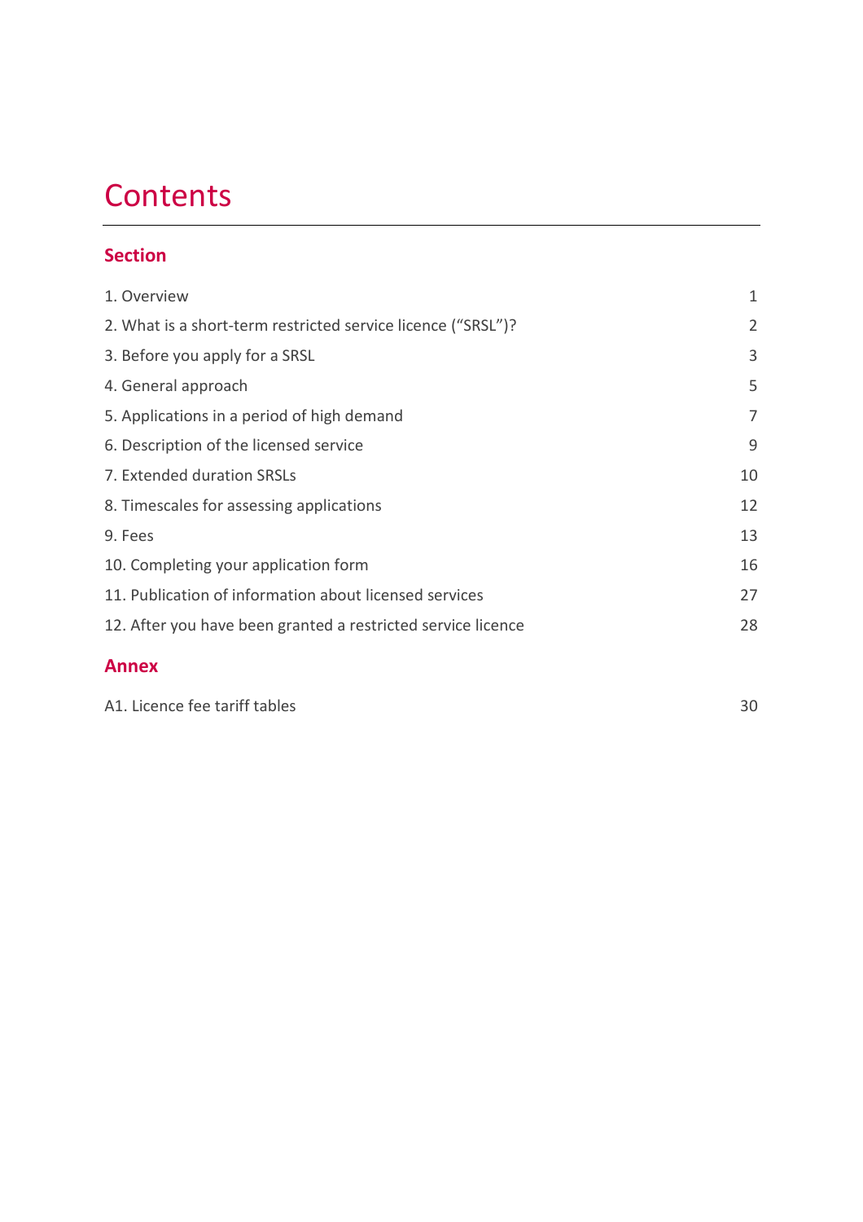# Contents

## Section

| | |
|---|---|
| 1. Overview | 1 |
| 2. What is a short-term restricted service licence ("SRSL")? | 2 |
| 3. Before you apply for a SRSL | 3 |
| 4. General approach | 5 |
| 5. Applications in a period of high demand | 7 |
| 6. Description of the licensed service | 9 |
| 7. Extended duration SRSLs | 10 |
| 8. Timescales for assessing applications | 12 |
| 9. Fees | 13 |
| 10. Completing your application form | 16 |
| 11. Publication of information about licensed services | 27 |
| 12. After you have been granted a restricted service licence | 28 |

## Annex

| | |
|---|---|
| A1. Licence fee tariff tables | 30 |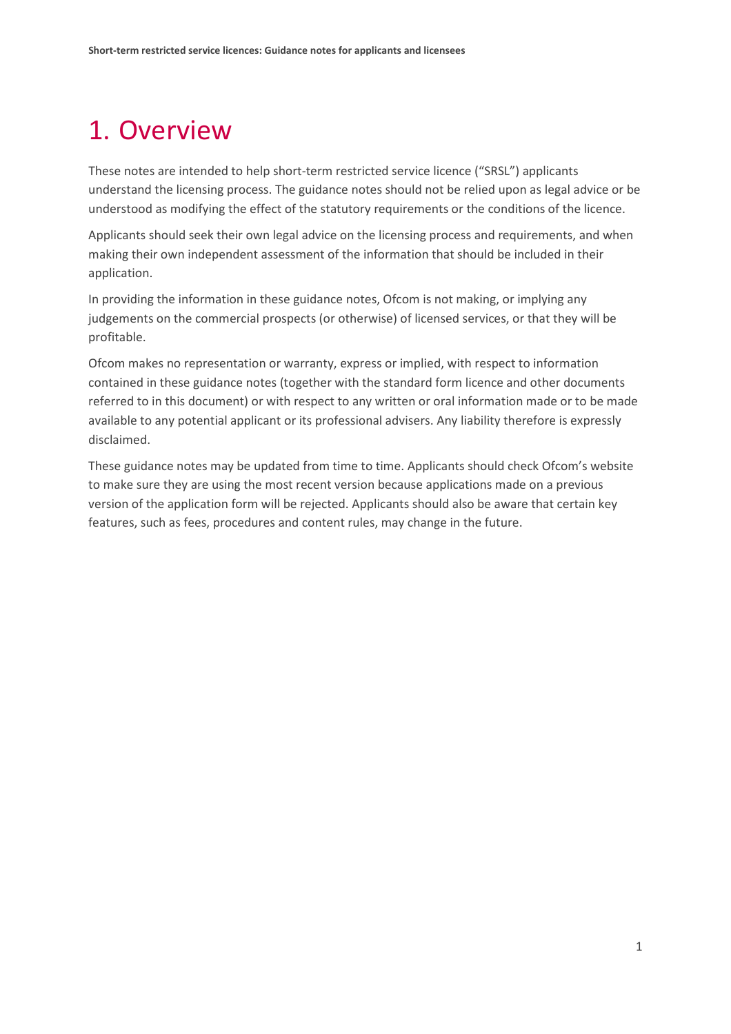# 1. Overview

These notes are intended to help short-term restricted service licence ("SRSL") applicants understand the licensing process. The guidance notes should not be relied upon as legal advice or be understood as modifying the effect of the statutory requirements or the conditions of the licence.

Applicants should seek their own legal advice on the licensing process and requirements, and when making their own independent assessment of the information that should be included in their application.

In providing the information in these guidance notes, Ofcom is not making, or implying any judgements on the commercial prospects (or otherwise) of licensed services, or that they will be profitable.

Ofcom makes no representation or warranty, express or implied, with respect to information contained in these guidance notes (together with the standard form licence and other documents referred to in this document) or with respect to any written or oral information made or to be made available to any potential applicant or its professional advisers. Any liability therefore is expressly disclaimed.

These guidance notes may be updated from time to time. Applicants should check Ofcom's website to make sure they are using the most recent version because applications made on a previous version of the application form will be rejected. Applicants should also be aware that certain key features, such as fees, procedures and content rules, may change in the future.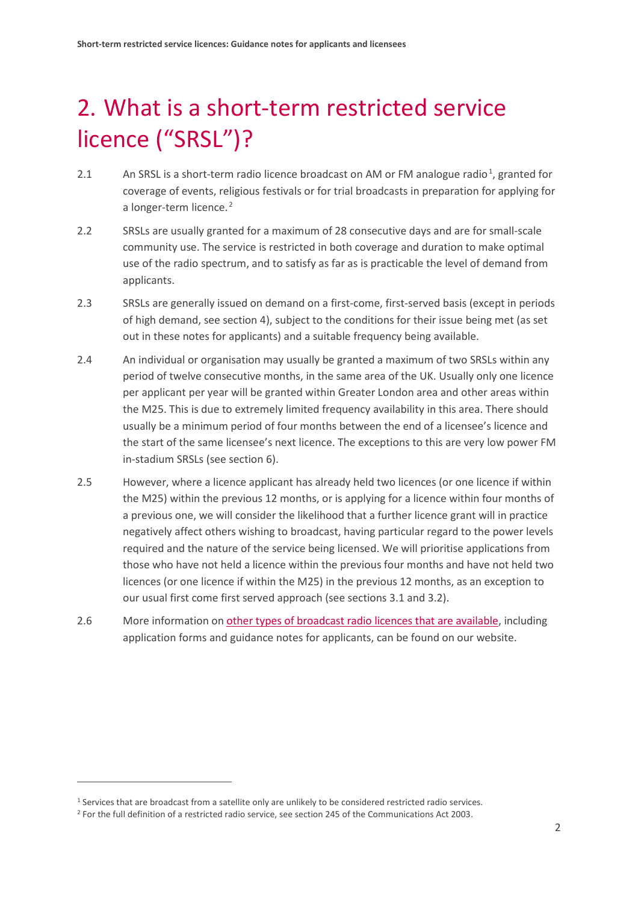# 2. What is a short-term restricted service licence ("SRSL")?

2.1 An SRSL is a short-term radio licence broadcast on AM or FM analogue radio[1], granted for coverage of events, religious festivals or for trial broadcasts in preparation for applying for a longer-term licence.[2]

2.2 SRSLs are usually granted for a maximum of 28 consecutive days and are for small-scale community use. The service is restricted in both coverage and duration to make optimal use of the radio spectrum, and to satisfy as far as is practicable the level of demand from applicants.

2.3 SRSLs are generally issued on demand on a first-come, first-served basis (except in periods of high demand, see section 4), subject to the conditions for their issue being met (as set out in these notes for applicants) and a suitable frequency being available.

2.4 An individual or organisation may usually be granted a maximum of two SRSLs within any period of twelve consecutive months, in the same area of the UK. Usually only one licence per applicant per year will be granted within Greater London area and other areas within the M25. This is due to extremely limited frequency availability in this area. There should usually be a minimum period of four months between the end of a licensee's licence and the start of the same licensee's next licence. The exceptions to this are very low power FM in-stadium SRSLs (see section 6).

2.5 However, where a licence applicant has already held two licences (or one licence if within the M25) within the previous 12 months, or is applying for a licence within four months of a previous one, we will consider the likelihood that a further licence grant will in practice negatively affect others wishing to broadcast, having particular regard to the power levels required and the nature of the service being licensed. We will prioritise applications from those who have not held a licence within the previous four months and have not held two licences (or one licence if within the M25) in the previous 12 months, as an exception to our usual first come first served approach (see sections 3.1 and 3.2).

2.6 More information on other types of broadcast radio licences that are available, including application forms and guidance notes for applicants, can be found on our website.

---

[1] Services that are broadcast from a satellite only are unlikely to be considered restricted radio services.

[2] For the full definition of a restricted radio service, see section 245 of the Communications Act 2003.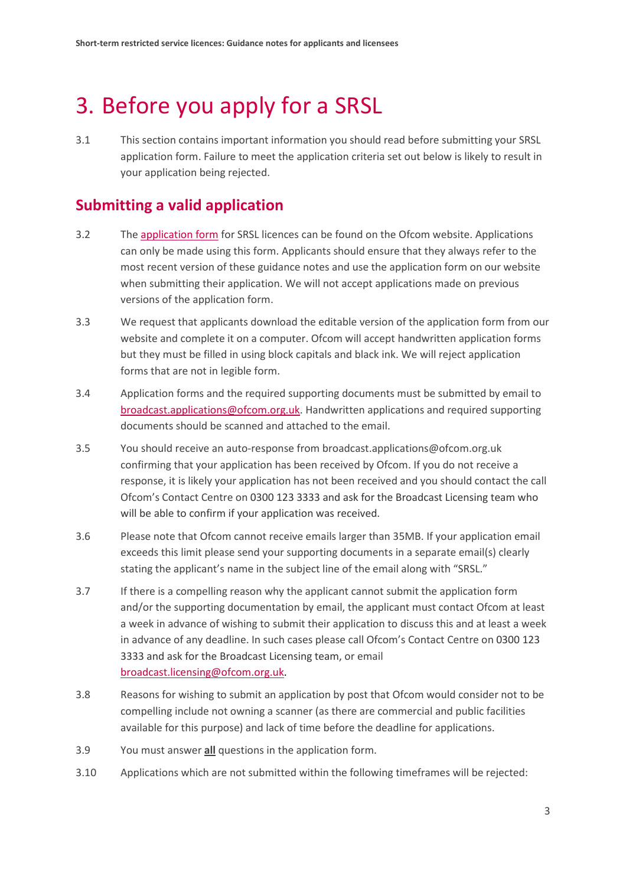# 3. Before you apply for a SRSL

3.1 This section contains important information you should read before submitting your SRSL application form. Failure to meet the application criteria set out below is likely to result in your application being rejected.

## Submitting a valid application

3.2 The application form for SRSL licences can be found on the Ofcom website. Applications can only be made using this form. Applicants should ensure that they always refer to the most recent version of these guidance notes and use the application form on our website when submitting their application. We will not accept applications made on previous versions of the application form.

3.3 We request that applicants download the editable version of the application form from our website and complete it on a computer. Ofcom will accept handwritten application forms but they must be filled in using block capitals and black ink. We will reject application forms that are not in legible form.

3.4 Application forms and the required supporting documents must be submitted by email to broadcast.applications@ofcom.org.uk. Handwritten applications and required supporting documents should be scanned and attached to the email.

3.5 You should receive an auto-response from broadcast.applications@ofcom.org.uk confirming that your application has been received by Ofcom. If you do not receive a response, it is likely your application has not been received and you should contact the call Ofcom's Contact Centre on 0300 123 3333 and ask for the Broadcast Licensing team who will be able to confirm if your application was received.

3.6 Please note that Ofcom cannot receive emails larger than 35MB. If your application email exceeds this limit please send your supporting documents in a separate email(s) clearly stating the applicant's name in the subject line of the email along with "SRSL."

3.7 If there is a compelling reason why the applicant cannot submit the application form and/or the supporting documentation by email, the applicant must contact Ofcom at least a week in advance of wishing to submit their application to discuss this and at least a week in advance of any deadline. In such cases please call Ofcom's Contact Centre on 0300 123 3333 and ask for the Broadcast Licensing team, or email broadcast.licensing@ofcom.org.uk.

3.8 Reasons for wishing to submit an application by post that Ofcom would consider not to be compelling include not owning a scanner (as there are commercial and public facilities available for this purpose) and lack of time before the deadline for applications.

3.9 You must answer **all** questions in the application form.

3.10 Applications which are not submitted within the following timeframes will be rejected: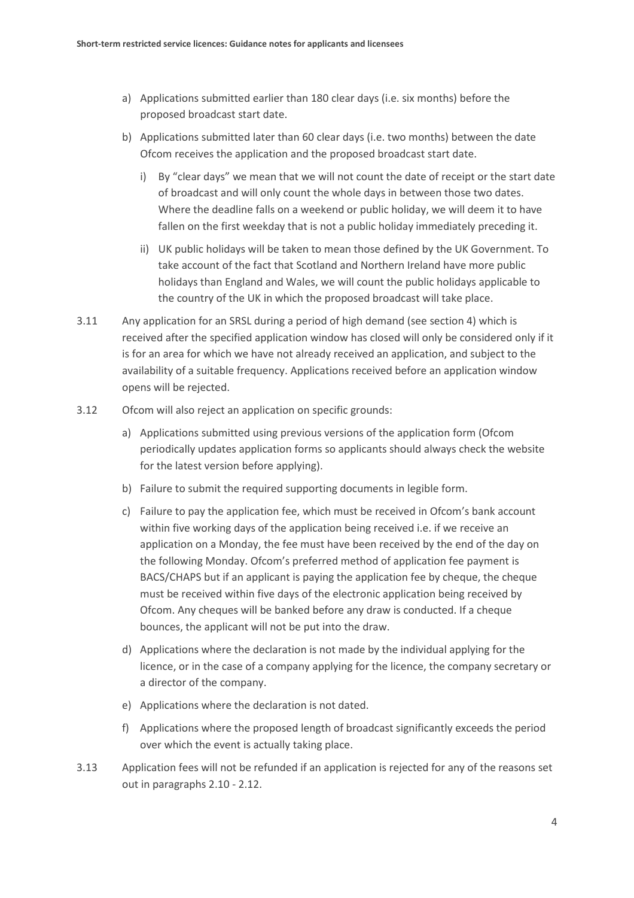a) Applications submitted earlier than 180 clear days (i.e. six months) before the proposed broadcast start date.

b) Applications submitted later than 60 clear days (i.e. two months) between the date Ofcom receives the application and the proposed broadcast start date.

   i) By "clear days" we mean that we will not count the date of receipt or the start date of broadcast and will only count the whole days in between those two dates. Where the deadline falls on a weekend or public holiday, we will deem it to have fallen on the first weekday that is not a public holiday immediately preceding it.

   ii) UK public holidays will be taken to mean those defined by the UK Government. To take account of the fact that Scotland and Northern Ireland have more public holidays than England and Wales, we will count the public holidays applicable to the country of the UK in which the proposed broadcast will take place.

3.11 Any application for an SRSL during a period of high demand (see section 4) which is received after the specified application window has closed will only be considered only if it is for an area for which we have not already received an application, and subject to the availability of a suitable frequency. Applications received before an application window opens will be rejected.

3.12 Ofcom will also reject an application on specific grounds:

a) Applications submitted using previous versions of the application form (Ofcom periodically updates application forms so applicants should always check the website for the latest version before applying).

b) Failure to submit the required supporting documents in legible form.

c) Failure to pay the application fee, which must be received in Ofcom's bank account within five working days of the application being received i.e. if we receive an application on a Monday, the fee must have been received by the end of the day on the following Monday. Ofcom's preferred method of application fee payment is BACS/CHAPS but if an applicant is paying the application fee by cheque, the cheque must be received within five days of the electronic application being received by Ofcom. Any cheques will be banked before any draw is conducted. If a cheque bounces, the applicant will not be put into the draw.

d) Applications where the declaration is not made by the individual applying for the licence, or in the case of a company applying for the licence, the company secretary or a director of the company.

e) Applications where the declaration is not dated.

f) Applications where the proposed length of broadcast significantly exceeds the period over which the event is actually taking place.

3.13 Application fees will not be refunded if an application is rejected for any of the reasons set out in paragraphs 2.10 - 2.12.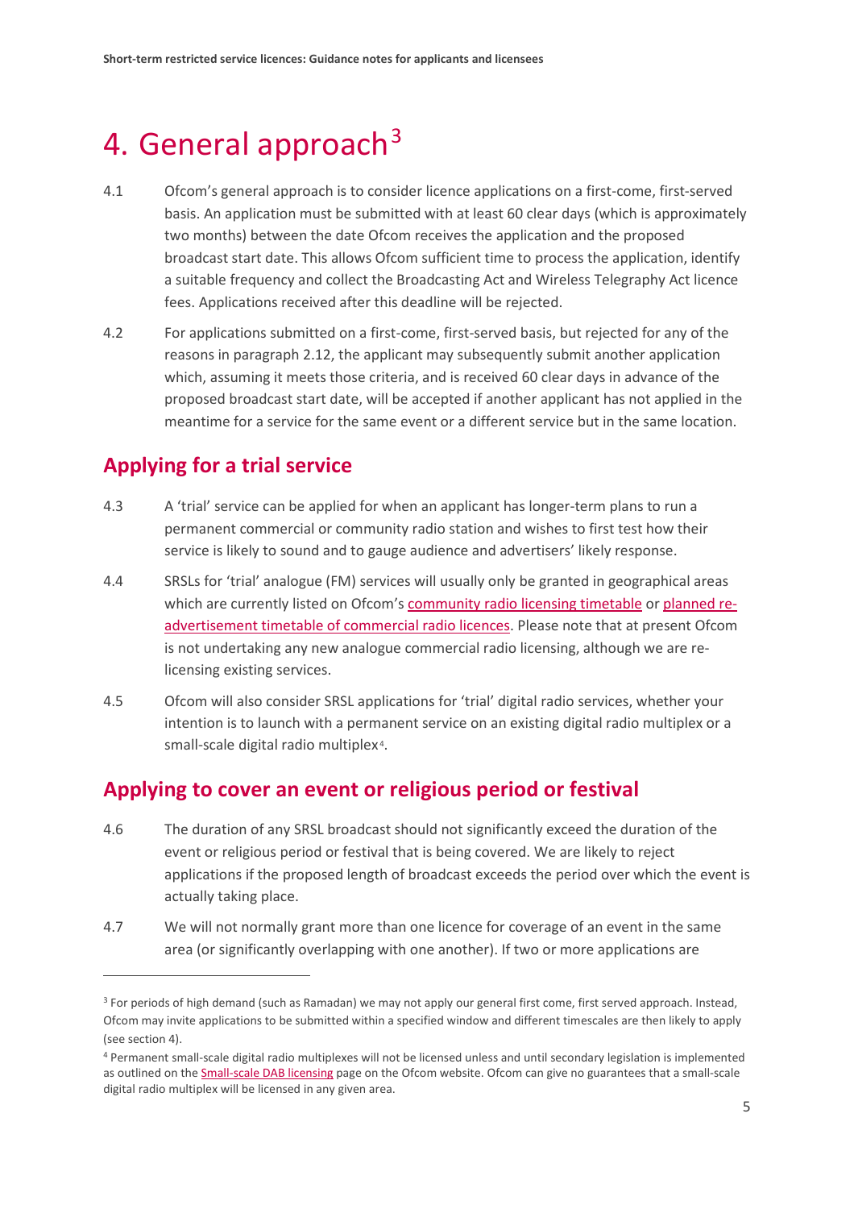# 4. General approach[3]

4.1 Ofcom's general approach is to consider licence applications on a first-come, first-served basis. An application must be submitted with at least 60 clear days (which is approximately two months) between the date Ofcom receives the application and the proposed broadcast start date. This allows Ofcom sufficient time to process the application, identify a suitable frequency and collect the Broadcasting Act and Wireless Telegraphy Act licence fees. Applications received after this deadline will be rejected.

4.2 For applications submitted on a first-come, first-served basis, but rejected for any of the reasons in paragraph 2.12, the applicant may subsequently submit another application which, assuming it meets those criteria, and is received 60 clear days in advance of the proposed broadcast start date, will be accepted if another applicant has not applied in the meantime for a service for the same event or a different service but in the same location.

## Applying for a trial service

4.3 A 'trial' service can be applied for when an applicant has longer-term plans to run a permanent commercial or community radio station and wishes to first test how their service is likely to sound and to gauge audience and advertisers' likely response.

4.4 SRSLs for 'trial' analogue (FM) services will usually only be granted in geographical areas which are currently listed on Ofcom's community radio licensing timetable or planned re-advertisement timetable of commercial radio licences. Please note that at present Ofcom is not undertaking any new analogue commercial radio licensing, although we are re-licensing existing services.

4.5 Ofcom will also consider SRSL applications for 'trial' digital radio services, whether your intention is to launch with a permanent service on an existing digital radio multiplex or a small-scale digital radio multiplex[4].

## Applying to cover an event or religious period or festival

4.6 The duration of any SRSL broadcast should not significantly exceed the duration of the event or religious period or festival that is being covered. We are likely to reject applications if the proposed length of broadcast exceeds the period over which the event is actually taking place.

4.7 We will not normally grant more than one licence for coverage of an event in the same area (or significantly overlapping with one another). If two or more applications are

---

[3] For periods of high demand (such as Ramadan) we may not apply our general first come, first served approach. Instead, Ofcom may invite applications to be submitted within a specified window and different timescales are then likely to apply (see section 4).

[4] Permanent small-scale digital radio multiplexes will not be licensed unless and until secondary legislation is implemented as outlined on the Small-scale DAB licensing page on the Ofcom website. Ofcom can give no guarantees that a small-scale digital radio multiplex will be licensed in any given area.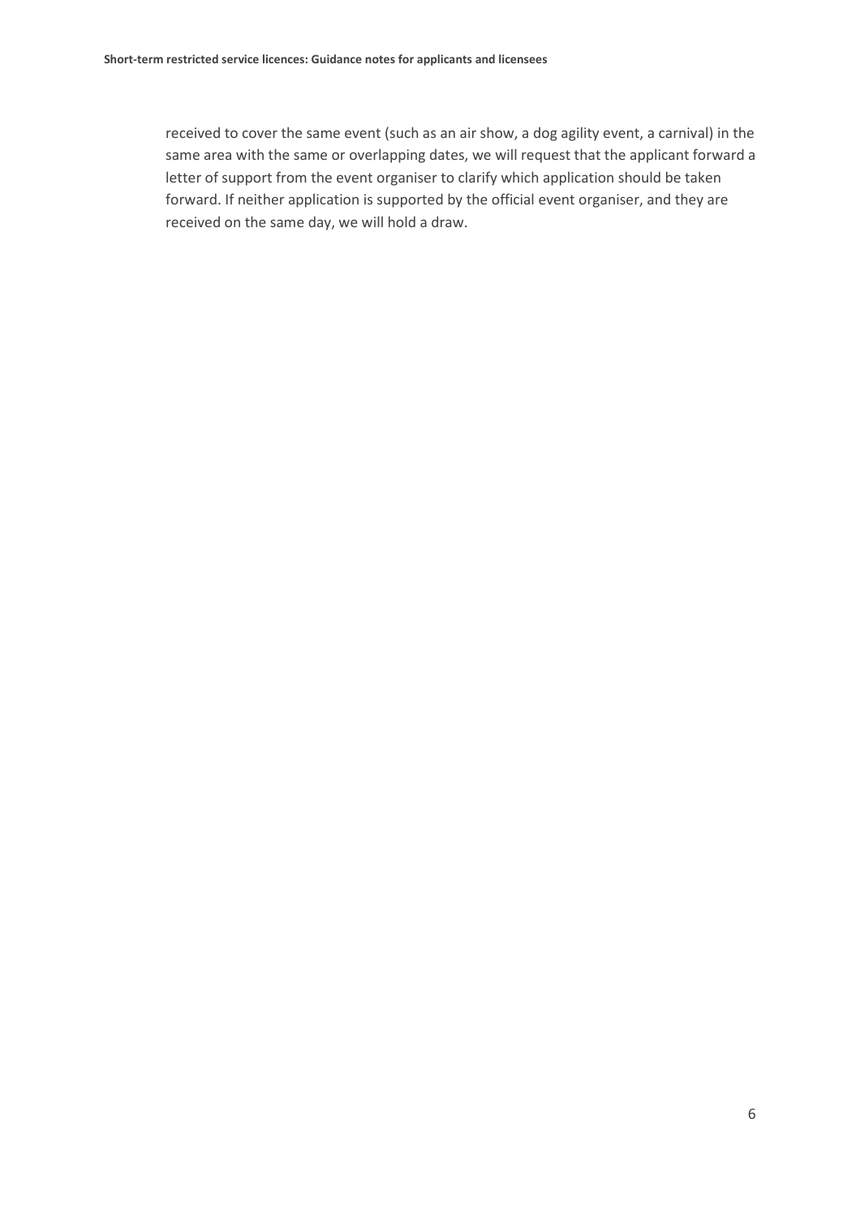received to cover the same event (such as an air show, a dog agility event, a carnival) in the same area with the same or overlapping dates, we will request that the applicant forward a letter of support from the event organiser to clarify which application should be taken forward. If neither application is supported by the official event organiser, and they are received on the same day, we will hold a draw.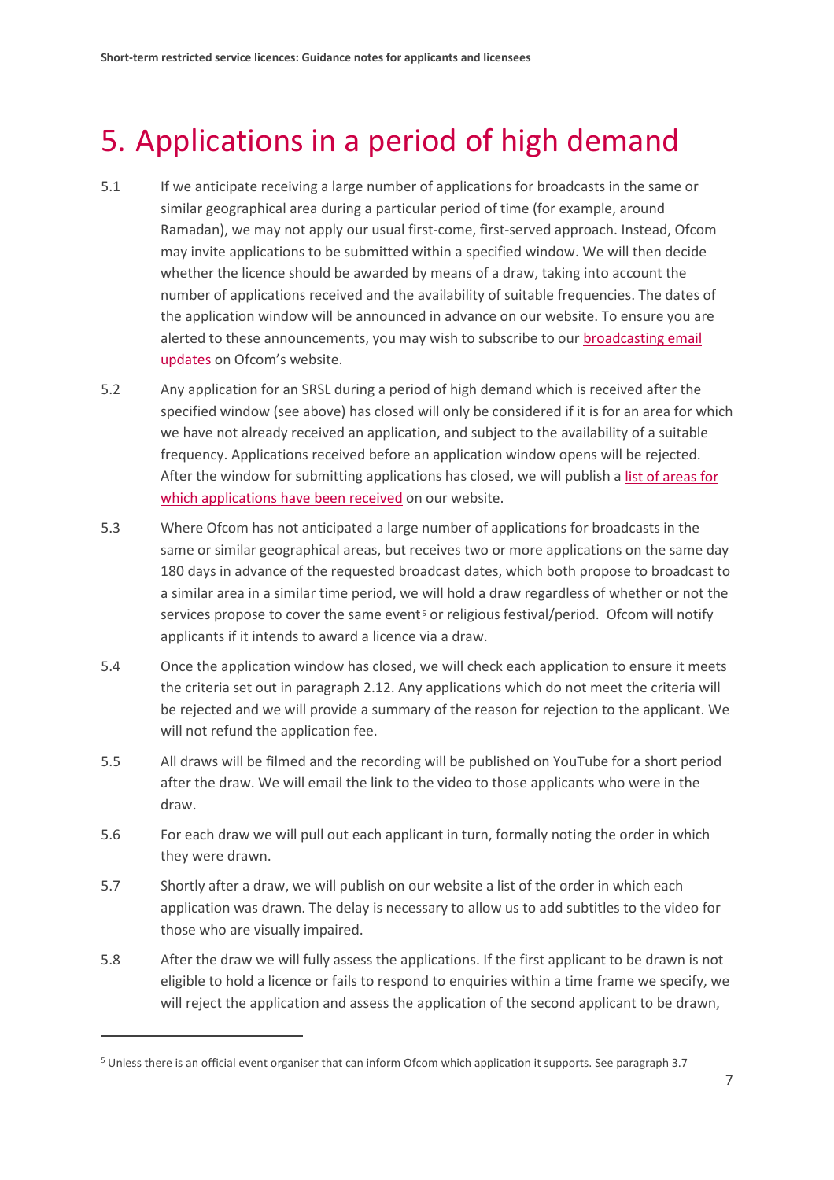# 5. Applications in a period of high demand

5.1 If we anticipate receiving a large number of applications for broadcasts in the same or similar geographical area during a particular period of time (for example, around Ramadan), we may not apply our usual first-come, first-served approach. Instead, Ofcom may invite applications to be submitted within a specified window. We will then decide whether the licence should be awarded by means of a draw, taking into account the number of applications received and the availability of suitable frequencies. The dates of the application window will be announced in advance on our website. To ensure you are alerted to these announcements, you may wish to subscribe to our broadcasting email updates on Ofcom's website.

5.2 Any application for an SRSL during a period of high demand which is received after the specified window (see above) has closed will only be considered if it is for an area for which we have not already received an application, and subject to the availability of a suitable frequency. Applications received before an application window opens will be rejected. After the window for submitting applications has closed, we will publish a list of areas for which applications have been received on our website.

5.3 Where Ofcom has not anticipated a large number of applications for broadcasts in the same or similar geographical areas, but receives two or more applications on the same day 180 days in advance of the requested broadcast dates, which both propose to broadcast to a similar area in a similar time period, we will hold a draw regardless of whether or not the services propose to cover the same event[5] or religious festival/period. Ofcom will notify applicants if it intends to award a licence via a draw.

5.4 Once the application window has closed, we will check each application to ensure it meets the criteria set out in paragraph 2.12. Any applications which do not meet the criteria will be rejected and we will provide a summary of the reason for rejection to the applicant. We will not refund the application fee.

5.5 All draws will be filmed and the recording will be published on YouTube for a short period after the draw. We will email the link to the video to those applicants who were in the draw.

5.6 For each draw we will pull out each applicant in turn, formally noting the order in which they were drawn.

5.7 Shortly after a draw, we will publish on our website a list of the order in which each application was drawn. The delay is necessary to allow us to add subtitles to the video for those who are visually impaired.

5.8 After the draw we will fully assess the applications. If the first applicant to be drawn is not eligible to hold a licence or fails to respond to enquiries within a time frame we specify, we will reject the application and assess the application of the second applicant to be drawn,

[5] Unless there is an official event organiser that can inform Ofcom which application it supports. See paragraph 3.7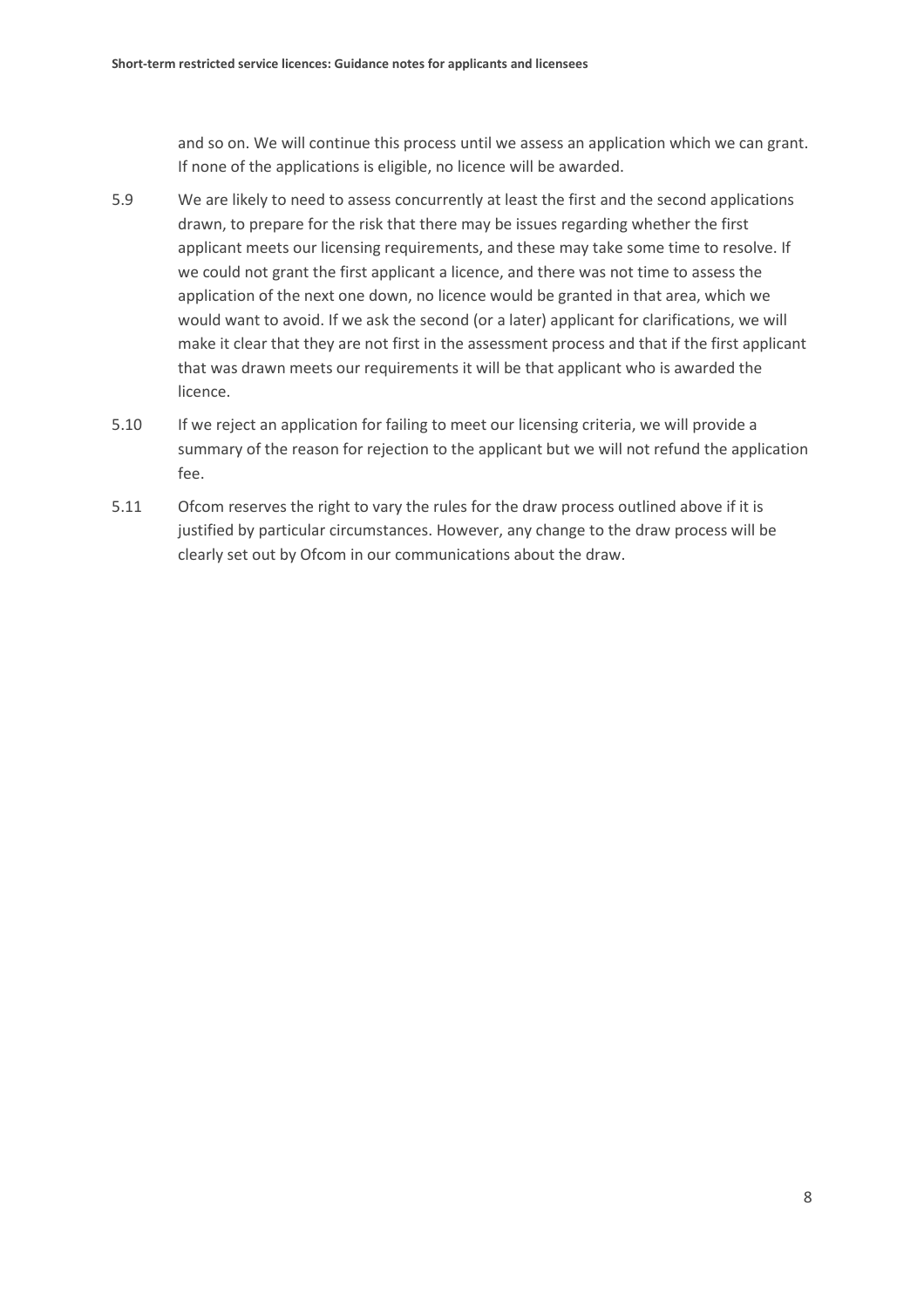and so on. We will continue this process until we assess an application which we can grant. If none of the applications is eligible, no licence will be awarded.

5.9 We are likely to need to assess concurrently at least the first and the second applications drawn, to prepare for the risk that there may be issues regarding whether the first applicant meets our licensing requirements, and these may take some time to resolve. If we could not grant the first applicant a licence, and there was not time to assess the application of the next one down, no licence would be granted in that area, which we would want to avoid. If we ask the second (or a later) applicant for clarifications, we will make it clear that they are not first in the assessment process and that if the first applicant that was drawn meets our requirements it will be that applicant who is awarded the licence.

5.10 If we reject an application for failing to meet our licensing criteria, we will provide a summary of the reason for rejection to the applicant but we will not refund the application fee.

5.11 Ofcom reserves the right to vary the rules for the draw process outlined above if it is justified by particular circumstances. However, any change to the draw process will be clearly set out by Ofcom in our communications about the draw.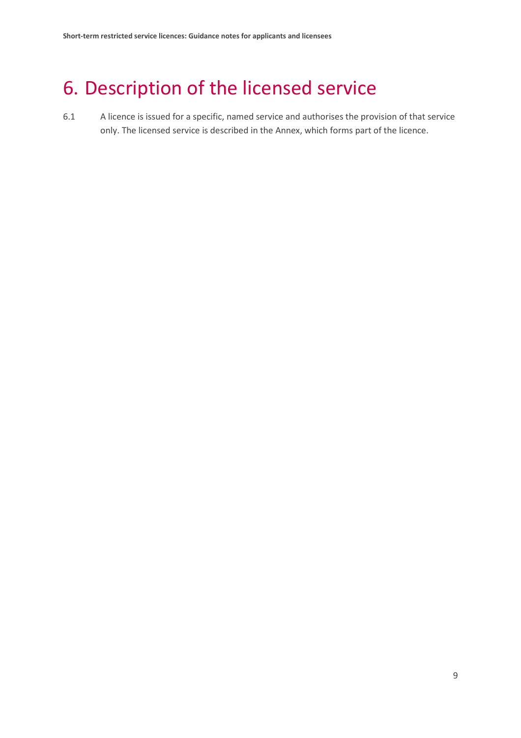# 6. Description of the licensed service

6.1 A licence is issued for a specific, named service and authorises the provision of that service only. The licensed service is described in the Annex, which forms part of the licence.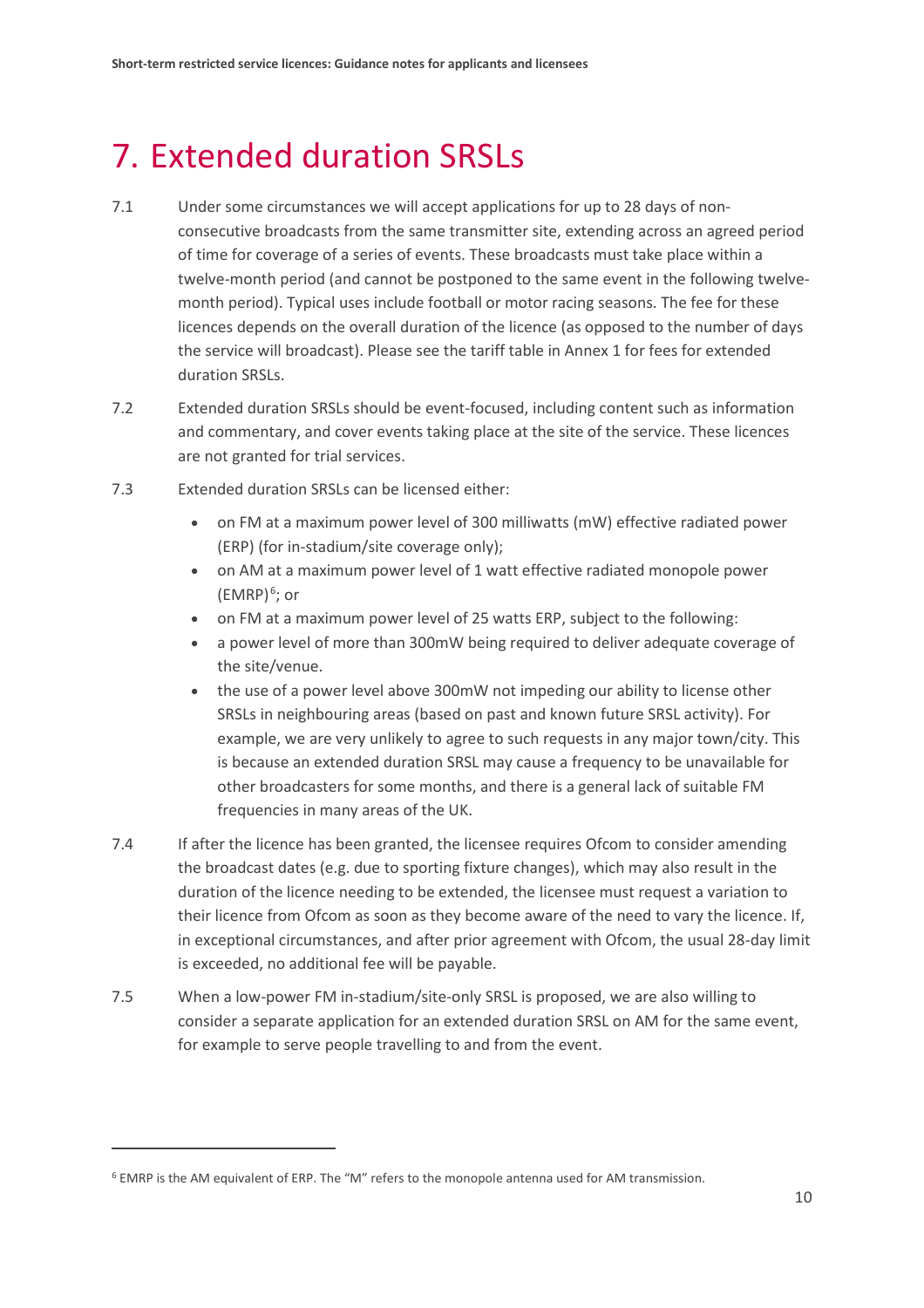# 7. Extended duration SRSLs

7.1 Under some circumstances we will accept applications for up to 28 days of non-consecutive broadcasts from the same transmitter site, extending across an agreed period of time for coverage of a series of events. These broadcasts must take place within a twelve-month period (and cannot be postponed to the same event in the following twelve-month period). Typical uses include football or motor racing seasons. The fee for these licences depends on the overall duration of the licence (as opposed to the number of days the service will broadcast). Please see the tariff table in Annex 1 for fees for extended duration SRSLs.

7.2 Extended duration SRSLs should be event-focused, including content such as information and commentary, and cover events taking place at the site of the service. These licences are not granted for trial services.

7.3 Extended duration SRSLs can be licensed either:

- on FM at a maximum power level of 300 milliwatts (mW) effective radiated power (ERP) (for in-stadium/site coverage only);
- on AM at a maximum power level of 1 watt effective radiated monopole power (EMRP)[6]; or
- on FM at a maximum power level of 25 watts ERP, subject to the following:
- a power level of more than 300mW being required to deliver adequate coverage of the site/venue.
- the use of a power level above 300mW not impeding our ability to license other SRSLs in neighbouring areas (based on past and known future SRSL activity). For example, we are very unlikely to agree to such requests in any major town/city. This is because an extended duration SRSL may cause a frequency to be unavailable for other broadcasters for some months, and there is a general lack of suitable FM frequencies in many areas of the UK.

7.4 If after the licence has been granted, the licensee requires Ofcom to consider amending the broadcast dates (e.g. due to sporting fixture changes), which may also result in the duration of the licence needing to be extended, the licensee must request a variation to their licence from Ofcom as soon as they become aware of the need to vary the licence. If, in exceptional circumstances, and after prior agreement with Ofcom, the usual 28-day limit is exceeded, no additional fee will be payable.

7.5 When a low-power FM in-stadium/site-only SRSL is proposed, we are also willing to consider a separate application for an extended duration SRSL on AM for the same event, for example to serve people travelling to and from the event.

---

[6] EMRP is the AM equivalent of ERP. The "M" refers to the monopole antenna used for AM transmission.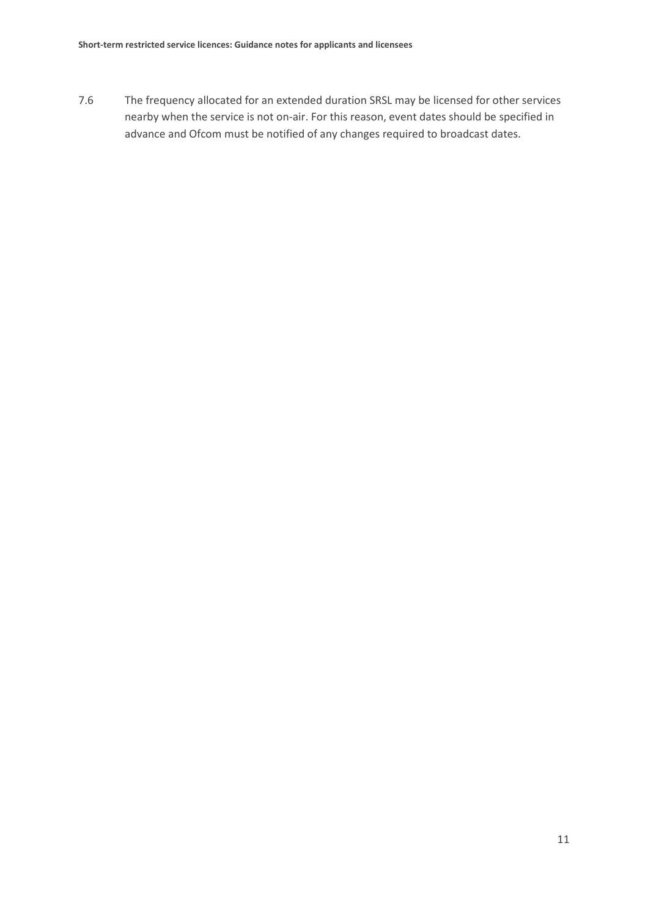7.6 The frequency allocated for an extended duration SRSL may be licensed for other services nearby when the service is not on-air. For this reason, event dates should be specified in advance and Ofcom must be notified of any changes required to broadcast dates.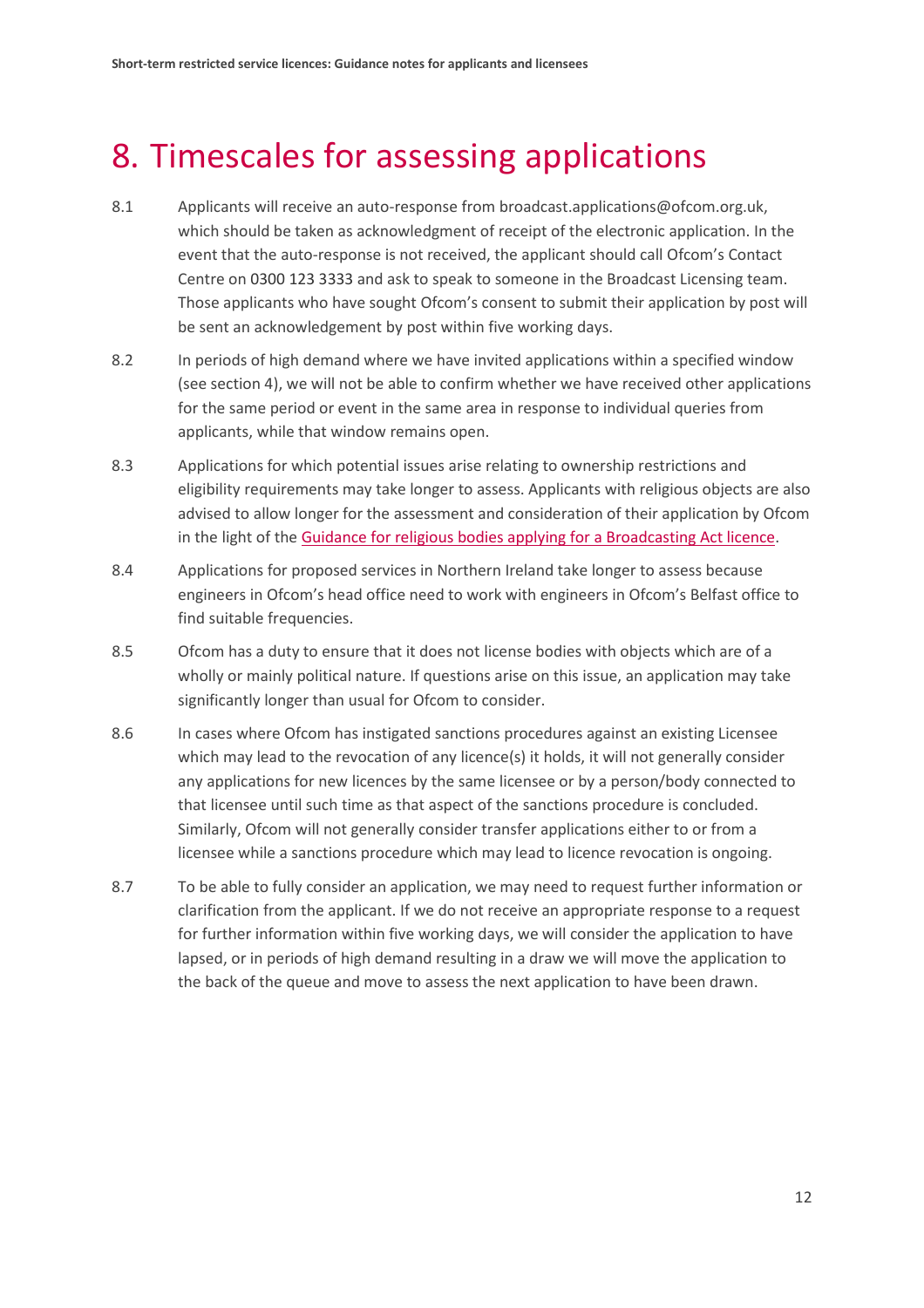# 8. Timescales for assessing applications

8.1 Applicants will receive an auto-response from broadcast.applications@ofcom.org.uk, which should be taken as acknowledgment of receipt of the electronic application. In the event that the auto-response is not received, the applicant should call Ofcom's Contact Centre on 0300 123 3333 and ask to speak to someone in the Broadcast Licensing team. Those applicants who have sought Ofcom's consent to submit their application by post will be sent an acknowledgement by post within five working days.

8.2 In periods of high demand where we have invited applications within a specified window (see section 4), we will not be able to confirm whether we have received other applications for the same period or event in the same area in response to individual queries from applicants, while that window remains open.

8.3 Applications for which potential issues arise relating to ownership restrictions and eligibility requirements may take longer to assess. Applicants with religious objects are also advised to allow longer for the assessment and consideration of their application by Ofcom in the light of the Guidance for religious bodies applying for a Broadcasting Act licence.

8.4 Applications for proposed services in Northern Ireland take longer to assess because engineers in Ofcom's head office need to work with engineers in Ofcom's Belfast office to find suitable frequencies.

8.5 Ofcom has a duty to ensure that it does not license bodies with objects which are of a wholly or mainly political nature. If questions arise on this issue, an application may take significantly longer than usual for Ofcom to consider.

8.6 In cases where Ofcom has instigated sanctions procedures against an existing Licensee which may lead to the revocation of any licence(s) it holds, it will not generally consider any applications for new licences by the same licensee or by a person/body connected to that licensee until such time as that aspect of the sanctions procedure is concluded. Similarly, Ofcom will not generally consider transfer applications either to or from a licensee while a sanctions procedure which may lead to licence revocation is ongoing.

8.7 To be able to fully consider an application, we may need to request further information or clarification from the applicant. If we do not receive an appropriate response to a request for further information within five working days, we will consider the application to have lapsed, or in periods of high demand resulting in a draw we will move the application to the back of the queue and move to assess the next application to have been drawn.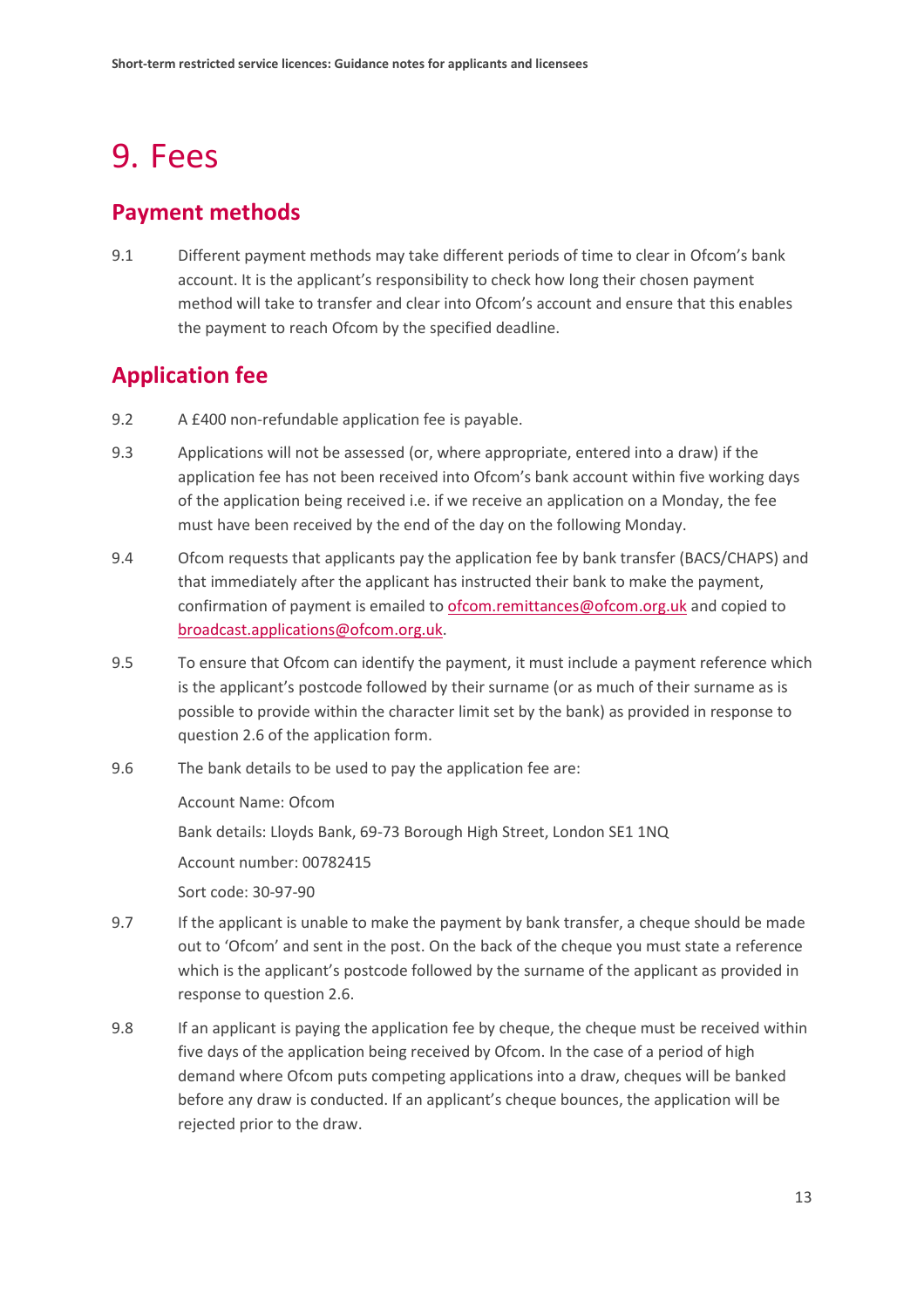# 9. Fees

## Payment methods

9.1 Different payment methods may take different periods of time to clear in Ofcom's bank account. It is the applicant's responsibility to check how long their chosen payment method will take to transfer and clear into Ofcom's account and ensure that this enables the payment to reach Ofcom by the specified deadline.

## Application fee

9.2 A £400 non-refundable application fee is payable.

9.3 Applications will not be assessed (or, where appropriate, entered into a draw) if the application fee has not been received into Ofcom's bank account within five working days of the application being received i.e. if we receive an application on a Monday, the fee must have been received by the end of the day on the following Monday.

9.4 Ofcom requests that applicants pay the application fee by bank transfer (BACS/CHAPS) and that immediately after the applicant has instructed their bank to make the payment, confirmation of payment is emailed to [ofcom.remittances@ofcom.org.uk](mailto:ofcom.remittances@ofcom.org.uk) and copied to [broadcast.applications@ofcom.org.uk](mailto:broadcast.applications@ofcom.org.uk).

9.5 To ensure that Ofcom can identify the payment, it must include a payment reference which is the applicant's postcode followed by their surname (or as much of their surname as is possible to provide within the character limit set by the bank) as provided in response to question 2.6 of the application form.

9.6 The bank details to be used to pay the application fee are:

Account Name: Ofcom

Bank details: Lloyds Bank, 69-73 Borough High Street, London SE1 1NQ

Account number: 00782415

Sort code: 30-97-90

9.7 If the applicant is unable to make the payment by bank transfer, a cheque should be made out to 'Ofcom' and sent in the post. On the back of the cheque you must state a reference which is the applicant's postcode followed by the surname of the applicant as provided in response to question 2.6.

9.8 If an applicant is paying the application fee by cheque, the cheque must be received within five days of the application being received by Ofcom. In the case of a period of high demand where Ofcom puts competing applications into a draw, cheques will be banked before any draw is conducted. If an applicant's cheque bounces, the application will be rejected prior to the draw.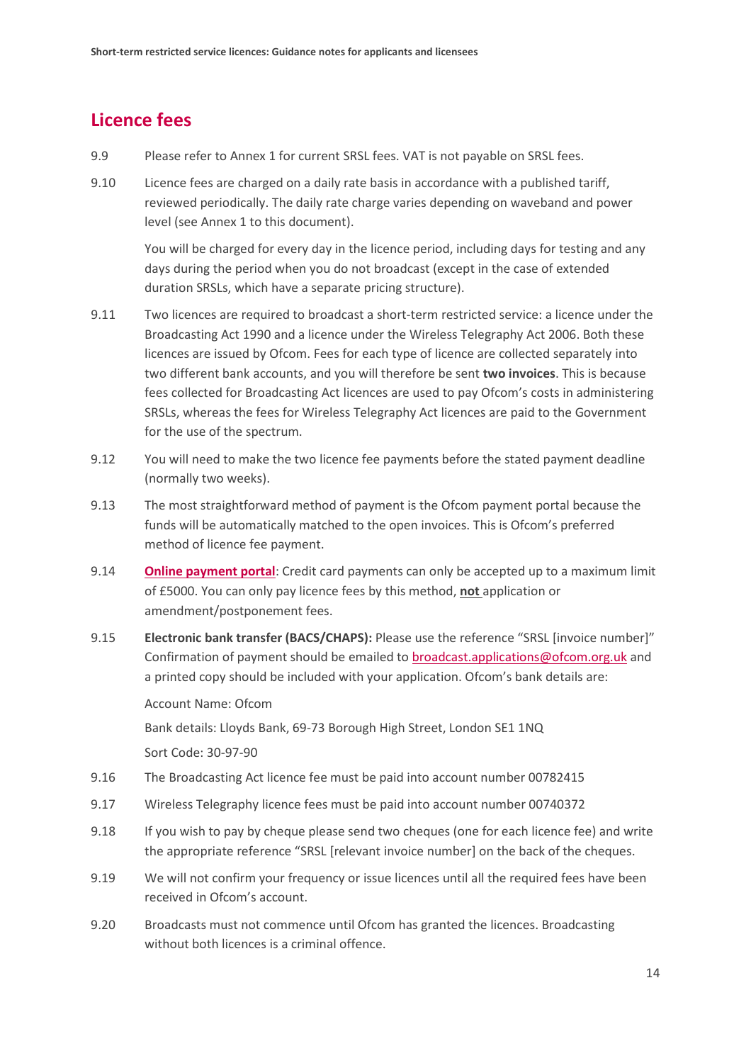## Licence fees

9.9 Please refer to Annex 1 for current SRSL fees. VAT is not payable on SRSL fees.

9.10 Licence fees are charged on a daily rate basis in accordance with a published tariff, reviewed periodically. The daily rate charge varies depending on waveband and power level (see Annex 1 to this document).

You will be charged for every day in the licence period, including days for testing and any days during the period when you do not broadcast (except in the case of extended duration SRSLs, which have a separate pricing structure).

9.11 Two licences are required to broadcast a short-term restricted service: a licence under the Broadcasting Act 1990 and a licence under the Wireless Telegraphy Act 2006. Both these licences are issued by Ofcom. Fees for each type of licence are collected separately into two different bank accounts, and you will therefore be sent **two invoices**. This is because fees collected for Broadcasting Act licences are used to pay Ofcom's costs in administering SRSLs, whereas the fees for Wireless Telegraphy Act licences are paid to the Government for the use of the spectrum.

9.12 You will need to make the two licence fee payments before the stated payment deadline (normally two weeks).

9.13 The most straightforward method of payment is the Ofcom payment portal because the funds will be automatically matched to the open invoices. This is Ofcom's preferred method of licence fee payment.

9.14 **Online payment portal**: Credit card payments can only be accepted up to a maximum limit of £5000. You can only pay licence fees by this method, **not** application or amendment/postponement fees.

9.15 **Electronic bank transfer (BACS/CHAPS):** Please use the reference "SRSL [invoice number]" Confirmation of payment should be emailed to broadcast.applications@ofcom.org.uk and a printed copy should be included with your application. Ofcom's bank details are:

Account Name: Ofcom

Bank details: Lloyds Bank, 69-73 Borough High Street, London SE1 1NQ

Sort Code: 30-97-90

9.16 The Broadcasting Act licence fee must be paid into account number 00782415

9.17 Wireless Telegraphy licence fees must be paid into account number 00740372

9.18 If you wish to pay by cheque please send two cheques (one for each licence fee) and write the appropriate reference "SRSL [relevant invoice number] on the back of the cheques.

9.19 We will not confirm your frequency or issue licences until all the required fees have been received in Ofcom's account.

9.20 Broadcasts must not commence until Ofcom has granted the licences. Broadcasting without both licences is a criminal offence.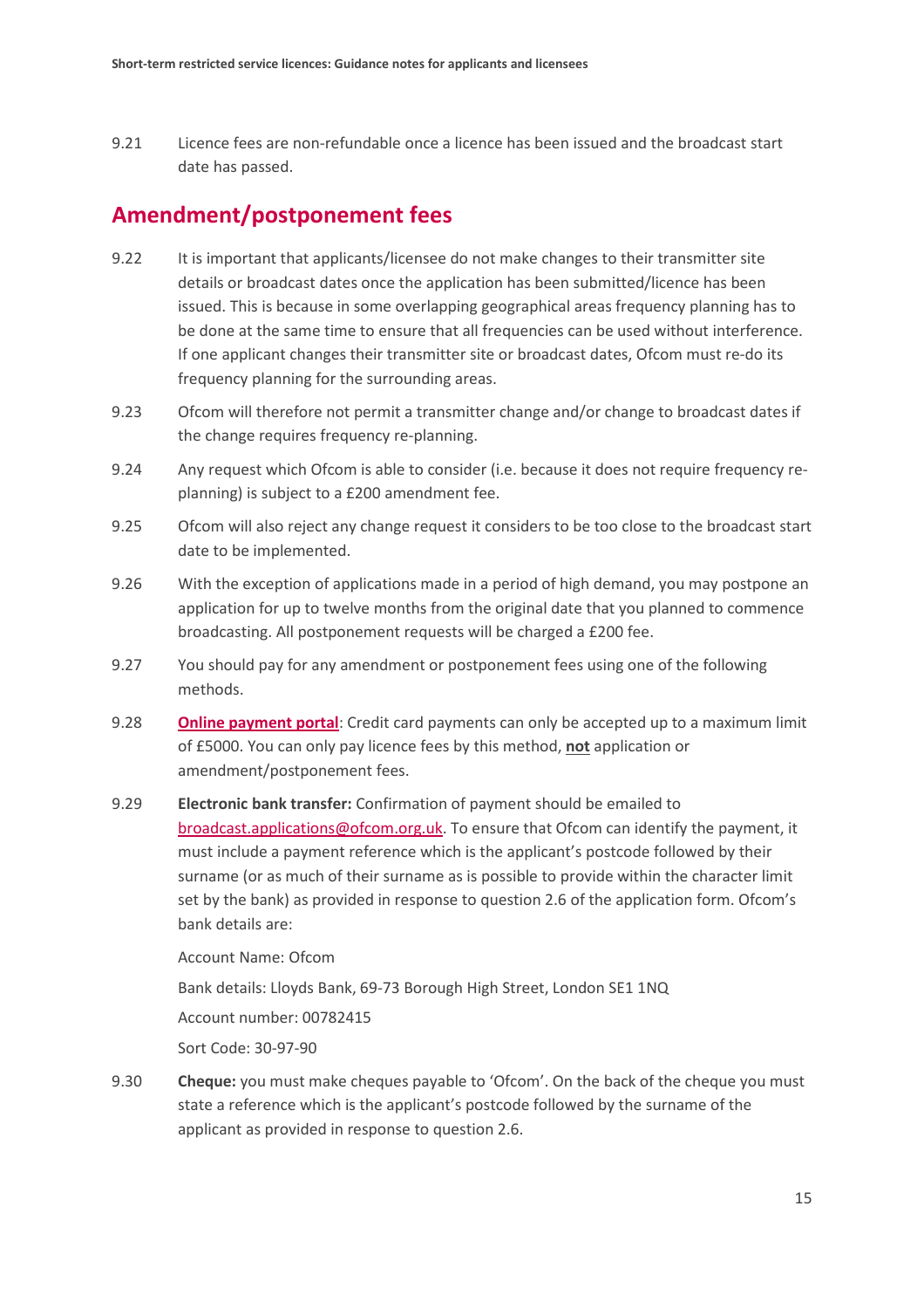9.21 Licence fees are non-refundable once a licence has been issued and the broadcast start date has passed.

## Amendment/postponement fees

9.22 It is important that applicants/licensee do not make changes to their transmitter site details or broadcast dates once the application has been submitted/licence has been issued. This is because in some overlapping geographical areas frequency planning has to be done at the same time to ensure that all frequencies can be used without interference. If one applicant changes their transmitter site or broadcast dates, Ofcom must re-do its frequency planning for the surrounding areas.

9.23 Ofcom will therefore not permit a transmitter change and/or change to broadcast dates if the change requires frequency re-planning.

9.24 Any request which Ofcom is able to consider (i.e. because it does not require frequency re-planning) is subject to a £200 amendment fee.

9.25 Ofcom will also reject any change request it considers to be too close to the broadcast start date to be implemented.

9.26 With the exception of applications made in a period of high demand, you may postpone an application for up to twelve months from the original date that you planned to commence broadcasting. All postponement requests will be charged a £200 fee.

9.27 You should pay for any amendment or postponement fees using one of the following methods.

9.28 **Online payment portal**: Credit card payments can only be accepted up to a maximum limit of £5000. You can only pay licence fees by this method, **not** application or amendment/postponement fees.

9.29 **Electronic bank transfer:** Confirmation of payment should be emailed to broadcast.applications@ofcom.org.uk. To ensure that Ofcom can identify the payment, it must include a payment reference which is the applicant's postcode followed by their surname (or as much of their surname as is possible to provide within the character limit set by the bank) as provided in response to question 2.6 of the application form. Ofcom's bank details are:

Account Name: Ofcom

Bank details: Lloyds Bank, 69-73 Borough High Street, London SE1 1NQ

Account number: 00782415

Sort Code: 30-97-90

9.30 **Cheque:** you must make cheques payable to 'Ofcom'. On the back of the cheque you must state a reference which is the applicant's postcode followed by the surname of the applicant as provided in response to question 2.6.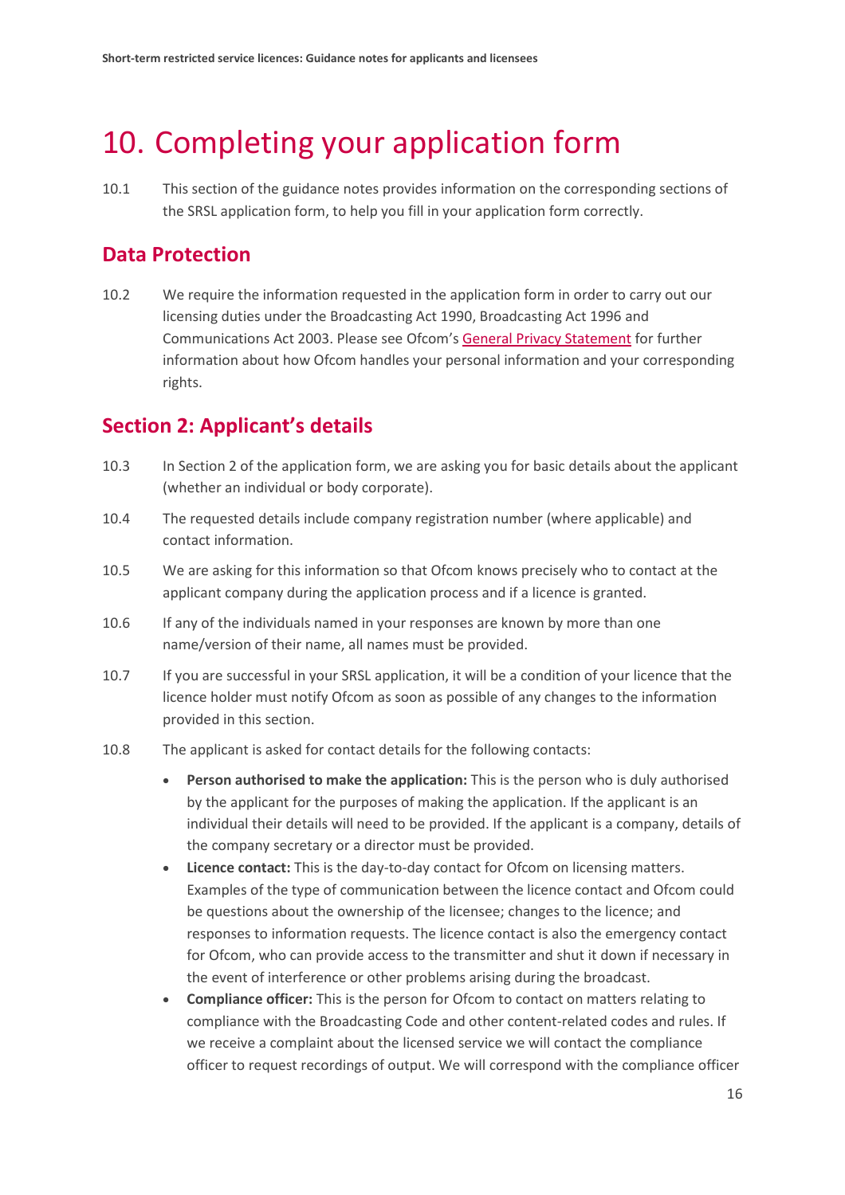# 10. Completing your application form

10.1 This section of the guidance notes provides information on the corresponding sections of the SRSL application form, to help you fill in your application form correctly.

## Data Protection

10.2 We require the information requested in the application form in order to carry out our licensing duties under the Broadcasting Act 1990, Broadcasting Act 1996 and Communications Act 2003. Please see Ofcom's General Privacy Statement for further information about how Ofcom handles your personal information and your corresponding rights.

## Section 2: Applicant's details

10.3 In Section 2 of the application form, we are asking you for basic details about the applicant (whether an individual or body corporate).

10.4 The requested details include company registration number (where applicable) and contact information.

10.5 We are asking for this information so that Ofcom knows precisely who to contact at the applicant company during the application process and if a licence is granted.

10.6 If any of the individuals named in your responses are known by more than one name/version of their name, all names must be provided.

10.7 If you are successful in your SRSL application, it will be a condition of your licence that the licence holder must notify Ofcom as soon as possible of any changes to the information provided in this section.

10.8 The applicant is asked for contact details for the following contacts:

- **Person authorised to make the application:** This is the person who is duly authorised by the applicant for the purposes of making the application. If the applicant is an individual their details will need to be provided. If the applicant is a company, details of the company secretary or a director must be provided.
- **Licence contact:** This is the day-to-day contact for Ofcom on licensing matters. Examples of the type of communication between the licence contact and Ofcom could be questions about the ownership of the licensee; changes to the licence; and responses to information requests. The licence contact is also the emergency contact for Ofcom, who can provide access to the transmitter and shut it down if necessary in the event of interference or other problems arising during the broadcast.
- **Compliance officer:** This is the person for Ofcom to contact on matters relating to compliance with the Broadcasting Code and other content-related codes and rules. If we receive a complaint about the licensed service we will contact the compliance officer to request recordings of output. We will correspond with the compliance officer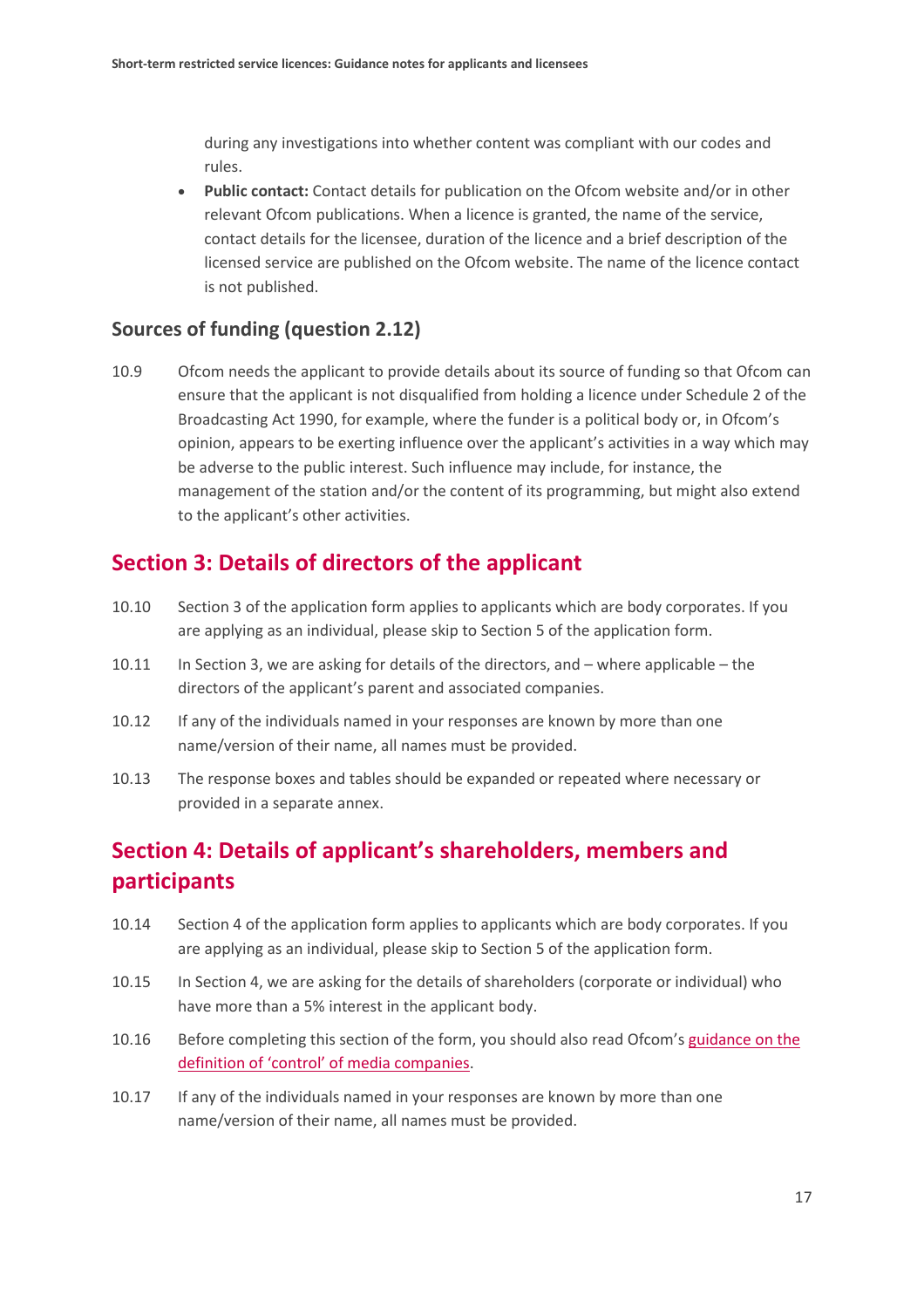during any investigations into whether content was compliant with our codes and rules.

- **Public contact:** Contact details for publication on the Ofcom website and/or in other relevant Ofcom publications. When a licence is granted, the name of the service, contact details for the licensee, duration of the licence and a brief description of the licensed service are published on the Ofcom website. The name of the licence contact is not published.

### Sources of funding (question 2.12)

10.9 Ofcom needs the applicant to provide details about its source of funding so that Ofcom can ensure that the applicant is not disqualified from holding a licence under Schedule 2 of the Broadcasting Act 1990, for example, where the funder is a political body or, in Ofcom's opinion, appears to be exerting influence over the applicant's activities in a way which may be adverse to the public interest. Such influence may include, for instance, the management of the station and/or the content of its programming, but might also extend to the applicant's other activities.

## Section 3: Details of directors of the applicant

10.10 Section 3 of the application form applies to applicants which are body corporates. If you are applying as an individual, please skip to Section 5 of the application form.

10.11 In Section 3, we are asking for details of the directors, and – where applicable – the directors of the applicant's parent and associated companies.

10.12 If any of the individuals named in your responses are known by more than one name/version of their name, all names must be provided.

10.13 The response boxes and tables should be expanded or repeated where necessary or provided in a separate annex.

## Section 4: Details of applicant's shareholders, members and participants

10.14 Section 4 of the application form applies to applicants which are body corporates. If you are applying as an individual, please skip to Section 5 of the application form.

10.15 In Section 4, we are asking for the details of shareholders (corporate or individual) who have more than a 5% interest in the applicant body.

10.16 Before completing this section of the form, you should also read Ofcom's guidance on the definition of 'control' of media companies.

10.17 If any of the individuals named in your responses are known by more than one name/version of their name, all names must be provided.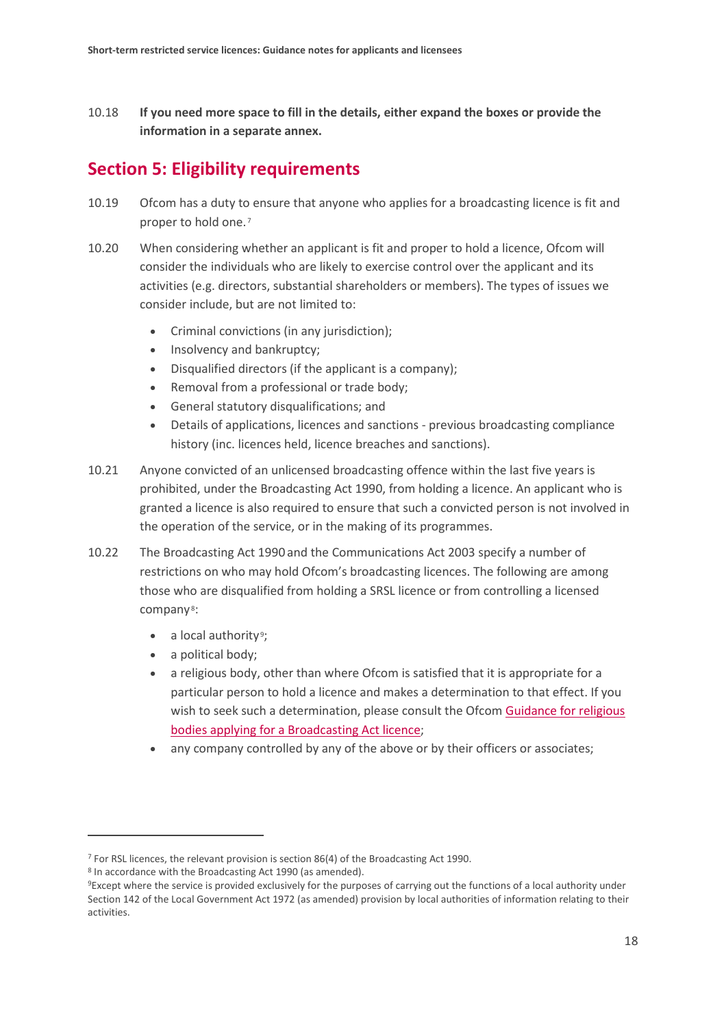10.18 **If you need more space to fill in the details, either expand the boxes or provide the information in a separate annex.**

## Section 5: Eligibility requirements

10.19 Ofcom has a duty to ensure that anyone who applies for a broadcasting licence is fit and proper to hold one.[7]

10.20 When considering whether an applicant is fit and proper to hold a licence, Ofcom will consider the individuals who are likely to exercise control over the applicant and its activities (e.g. directors, substantial shareholders or members). The types of issues we consider include, but are not limited to:

- Criminal convictions (in any jurisdiction);
- Insolvency and bankruptcy;
- Disqualified directors (if the applicant is a company);
- Removal from a professional or trade body;
- General statutory disqualifications; and
- Details of applications, licences and sanctions - previous broadcasting compliance history (inc. licences held, licence breaches and sanctions).

10.21 Anyone convicted of an unlicensed broadcasting offence within the last five years is prohibited, under the Broadcasting Act 1990, from holding a licence. An applicant who is granted a licence is also required to ensure that such a convicted person is not involved in the operation of the service, or in the making of its programmes.

10.22 The Broadcasting Act 1990 and the Communications Act 2003 specify a number of restrictions on who may hold Ofcom's broadcasting licences. The following are among those who are disqualified from holding a SRSL licence or from controlling a licensed company[8]:

- a local authority[9];
- a political body;
- a religious body, other than where Ofcom is satisfied that it is appropriate for a particular person to hold a licence and makes a determination to that effect. If you wish to seek such a determination, please consult the Ofcom Guidance for religious bodies applying for a Broadcasting Act licence;
- any company controlled by any of the above or by their officers or associates;

---

[7] For RSL licences, the relevant provision is section 86(4) of the Broadcasting Act 1990.

[8] In accordance with the Broadcasting Act 1990 (as amended).

[9] Except where the service is provided exclusively for the purposes of carrying out the functions of a local authority under Section 142 of the Local Government Act 1972 (as amended) provision by local authorities of information relating to their activities.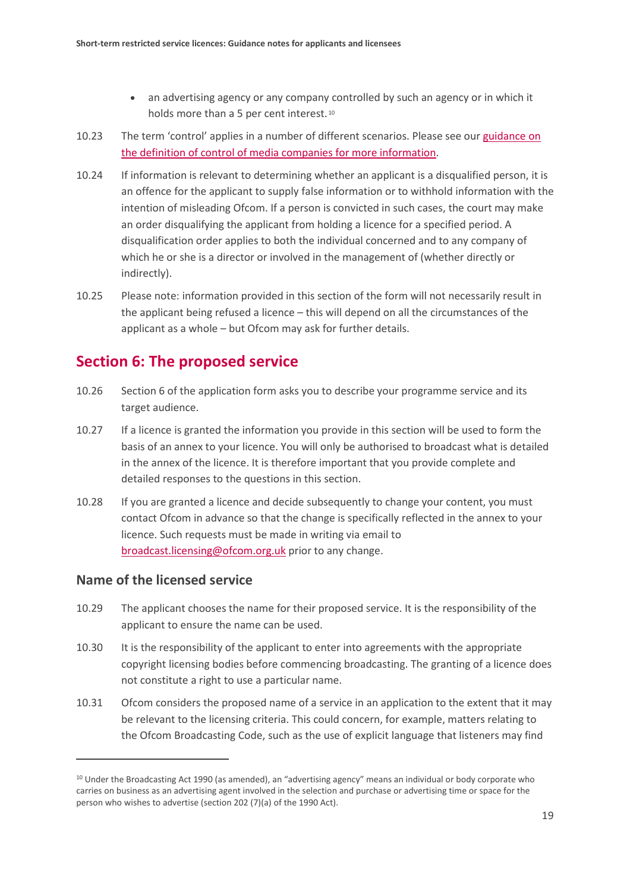- an advertising agency or any company controlled by such an agency or in which it holds more than a 5 per cent interest.[10]

10.23 The term 'control' applies in a number of different scenarios. Please see our [guidance on the definition of control of media companies for more information](#).

10.24 If information is relevant to determining whether an applicant is a disqualified person, it is an offence for the applicant to supply false information or to withhold information with the intention of misleading Ofcom. If a person is convicted in such cases, the court may make an order disqualifying the applicant from holding a licence for a specified period. A disqualification order applies to both the individual concerned and to any company of which he or she is a director or involved in the management of (whether directly or indirectly).

10.25 Please note: information provided in this section of the form will not necessarily result in the applicant being refused a licence – this will depend on all the circumstances of the applicant as a whole – but Ofcom may ask for further details.

## Section 6: The proposed service

10.26 Section 6 of the application form asks you to describe your programme service and its target audience.

10.27 If a licence is granted the information you provide in this section will be used to form the basis of an annex to your licence. You will only be authorised to broadcast what is detailed in the annex of the licence. It is therefore important that you provide complete and detailed responses to the questions in this section.

10.28 If you are granted a licence and decide subsequently to change your content, you must contact Ofcom in advance so that the change is specifically reflected in the annex to your licence. Such requests must be made in writing via email to broadcast.licensing@ofcom.org.uk prior to any change.

### Name of the licensed service

10.29 The applicant chooses the name for their proposed service. It is the responsibility of the applicant to ensure the name can be used.

10.30 It is the responsibility of the applicant to enter into agreements with the appropriate copyright licensing bodies before commencing broadcasting. The granting of a licence does not constitute a right to use a particular name.

10.31 Ofcom considers the proposed name of a service in an application to the extent that it may be relevant to the licensing criteria. This could concern, for example, matters relating to the Ofcom Broadcasting Code, such as the use of explicit language that listeners may find

---

[10] Under the Broadcasting Act 1990 (as amended), an "advertising agency" means an individual or body corporate who carries on business as an advertising agent involved in the selection and purchase or advertising time or space for the person who wishes to advertise (section 202 (7)(a) of the 1990 Act).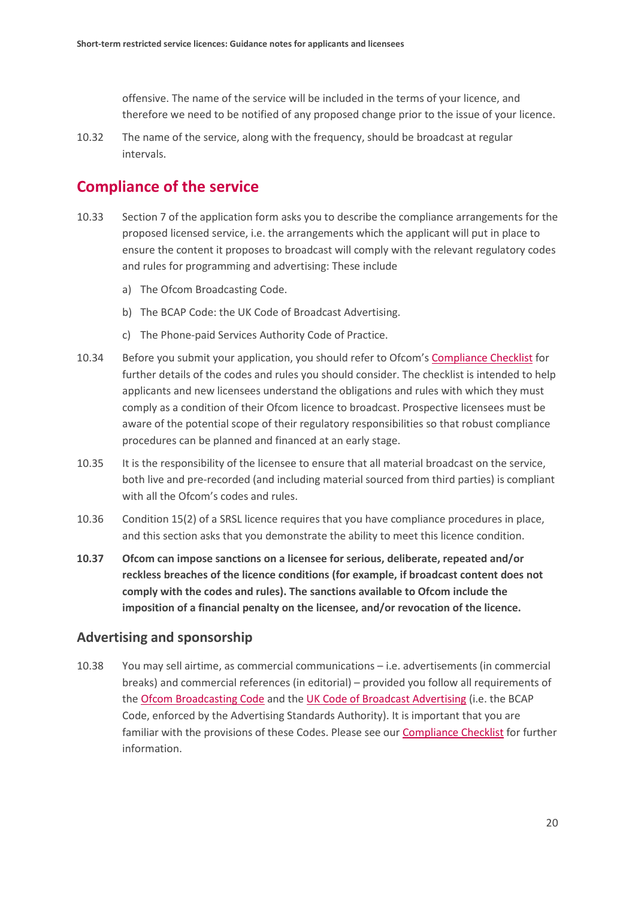offensive. The name of the service will be included in the terms of your licence, and therefore we need to be notified of any proposed change prior to the issue of your licence.

10.32 The name of the service, along with the frequency, should be broadcast at regular intervals.

## Compliance of the service

10.33 Section 7 of the application form asks you to describe the compliance arrangements for the proposed licensed service, i.e. the arrangements which the applicant will put in place to ensure the content it proposes to broadcast will comply with the relevant regulatory codes and rules for programming and advertising: These include

a) The Ofcom Broadcasting Code.

b) The BCAP Code: the UK Code of Broadcast Advertising.

c) The Phone-paid Services Authority Code of Practice.

10.34 Before you submit your application, you should refer to Ofcom's Compliance Checklist for further details of the codes and rules you should consider. The checklist is intended to help applicants and new licensees understand the obligations and rules with which they must comply as a condition of their Ofcom licence to broadcast. Prospective licensees must be aware of the potential scope of their regulatory responsibilities so that robust compliance procedures can be planned and financed at an early stage.

10.35 It is the responsibility of the licensee to ensure that all material broadcast on the service, both live and pre-recorded (and including material sourced from third parties) is compliant with all the Ofcom's codes and rules.

10.36 Condition 15(2) of a SRSL licence requires that you have compliance procedures in place, and this section asks that you demonstrate the ability to meet this licence condition.

**10.37 Ofcom can impose sanctions on a licensee for serious, deliberate, repeated and/or reckless breaches of the licence conditions (for example, if broadcast content does not comply with the codes and rules). The sanctions available to Ofcom include the imposition of a financial penalty on the licensee, and/or revocation of the licence.**

### Advertising and sponsorship

10.38 You may sell airtime, as commercial communications – i.e. advertisements (in commercial breaks) and commercial references (in editorial) – provided you follow all requirements of the Ofcom Broadcasting Code and the UK Code of Broadcast Advertising (i.e. the BCAP Code, enforced by the Advertising Standards Authority). It is important that you are familiar with the provisions of these Codes. Please see our Compliance Checklist for further information.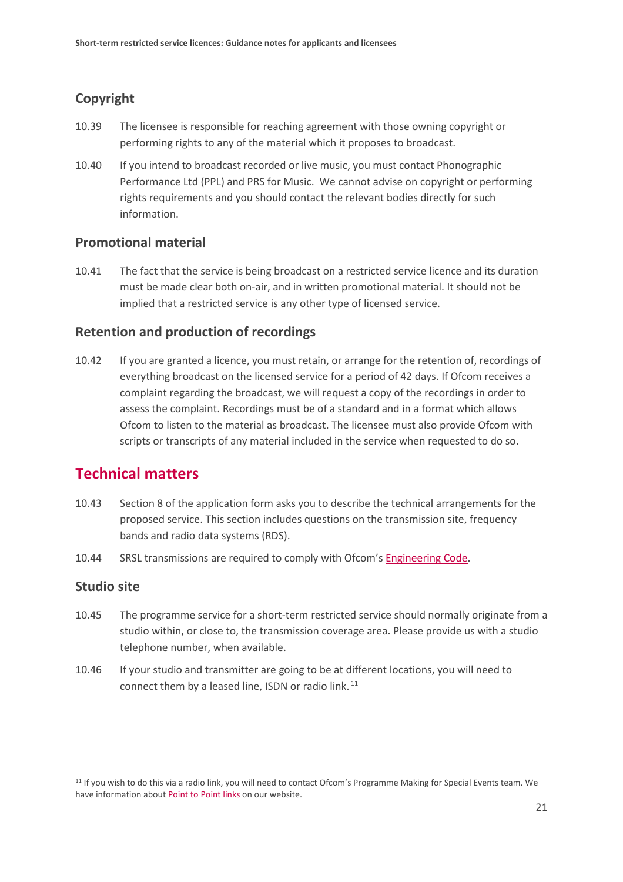### Copyright

10.39 The licensee is responsible for reaching agreement with those owning copyright or performing rights to any of the material which it proposes to broadcast.

10.40 If you intend to broadcast recorded or live music, you must contact Phonographic Performance Ltd (PPL) and PRS for Music. We cannot advise on copyright or performing rights requirements and you should contact the relevant bodies directly for such information.

### Promotional material

10.41 The fact that the service is being broadcast on a restricted service licence and its duration must be made clear both on-air, and in written promotional material. It should not be implied that a restricted service is any other type of licensed service.

### Retention and production of recordings

10.42 If you are granted a licence, you must retain, or arrange for the retention of, recordings of everything broadcast on the licensed service for a period of 42 days. If Ofcom receives a complaint regarding the broadcast, we will request a copy of the recordings in order to assess the complaint. Recordings must be of a standard and in a format which allows Ofcom to listen to the material as broadcast. The licensee must also provide Ofcom with scripts or transcripts of any material included in the service when requested to do so.

## Technical matters

10.43 Section 8 of the application form asks you to describe the technical arrangements for the proposed service. This section includes questions on the transmission site, frequency bands and radio data systems (RDS).

10.44 SRSL transmissions are required to comply with Ofcom's Engineering Code.

### Studio site

10.45 The programme service for a short-term restricted service should normally originate from a studio within, or close to, the transmission coverage area. Please provide us with a studio telephone number, when available.

10.46 If your studio and transmitter are going to be at different locations, you will need to connect them by a leased line, ISDN or radio link. [11]

---

[11] If you wish to do this via a radio link, you will need to contact Ofcom's Programme Making for Special Events team. We have information about Point to Point links on our website.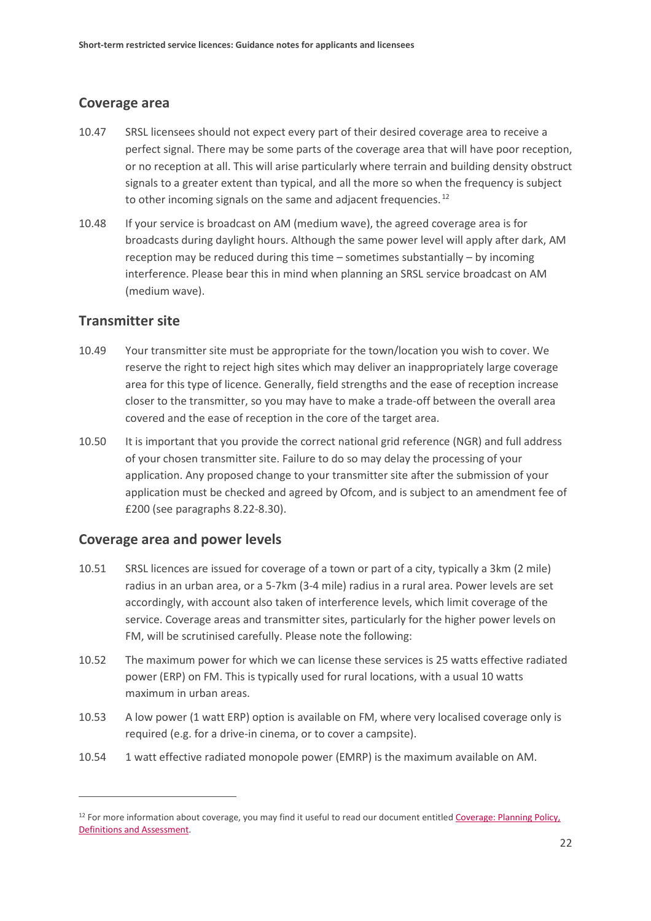## Coverage area

10.47 SRSL licensees should not expect every part of their desired coverage area to receive a perfect signal. There may be some parts of the coverage area that will have poor reception, or no reception at all. This will arise particularly where terrain and building density obstruct signals to a greater extent than typical, and all the more so when the frequency is subject to other incoming signals on the same and adjacent frequencies.[12]

10.48 If your service is broadcast on AM (medium wave), the agreed coverage area is for broadcasts during daylight hours. Although the same power level will apply after dark, AM reception may be reduced during this time – sometimes substantially – by incoming interference. Please bear this in mind when planning an SRSL service broadcast on AM (medium wave).

## Transmitter site

10.49 Your transmitter site must be appropriate for the town/location you wish to cover. We reserve the right to reject high sites which may deliver an inappropriately large coverage area for this type of licence. Generally, field strengths and the ease of reception increase closer to the transmitter, so you may have to make a trade-off between the overall area covered and the ease of reception in the core of the target area.

10.50 It is important that you provide the correct national grid reference (NGR) and full address of your chosen transmitter site. Failure to do so may delay the processing of your application. Any proposed change to your transmitter site after the submission of your application must be checked and agreed by Ofcom, and is subject to an amendment fee of £200 (see paragraphs 8.22-8.30).

## Coverage area and power levels

10.51 SRSL licences are issued for coverage of a town or part of a city, typically a 3km (2 mile) radius in an urban area, or a 5-7km (3-4 mile) radius in a rural area. Power levels are set accordingly, with account also taken of interference levels, which limit coverage of the service. Coverage areas and transmitter sites, particularly for the higher power levels on FM, will be scrutinised carefully. Please note the following:

10.52 The maximum power for which we can license these services is 25 watts effective radiated power (ERP) on FM. This is typically used for rural locations, with a usual 10 watts maximum in urban areas.

10.53 A low power (1 watt ERP) option is available on FM, where very localised coverage only is required (e.g. for a drive-in cinema, or to cover a campsite).

10.54 1 watt effective radiated monopole power (EMRP) is the maximum available on AM.

---

[12] For more information about coverage, you may find it useful to read our document entitled Coverage: Planning Policy, Definitions and Assessment.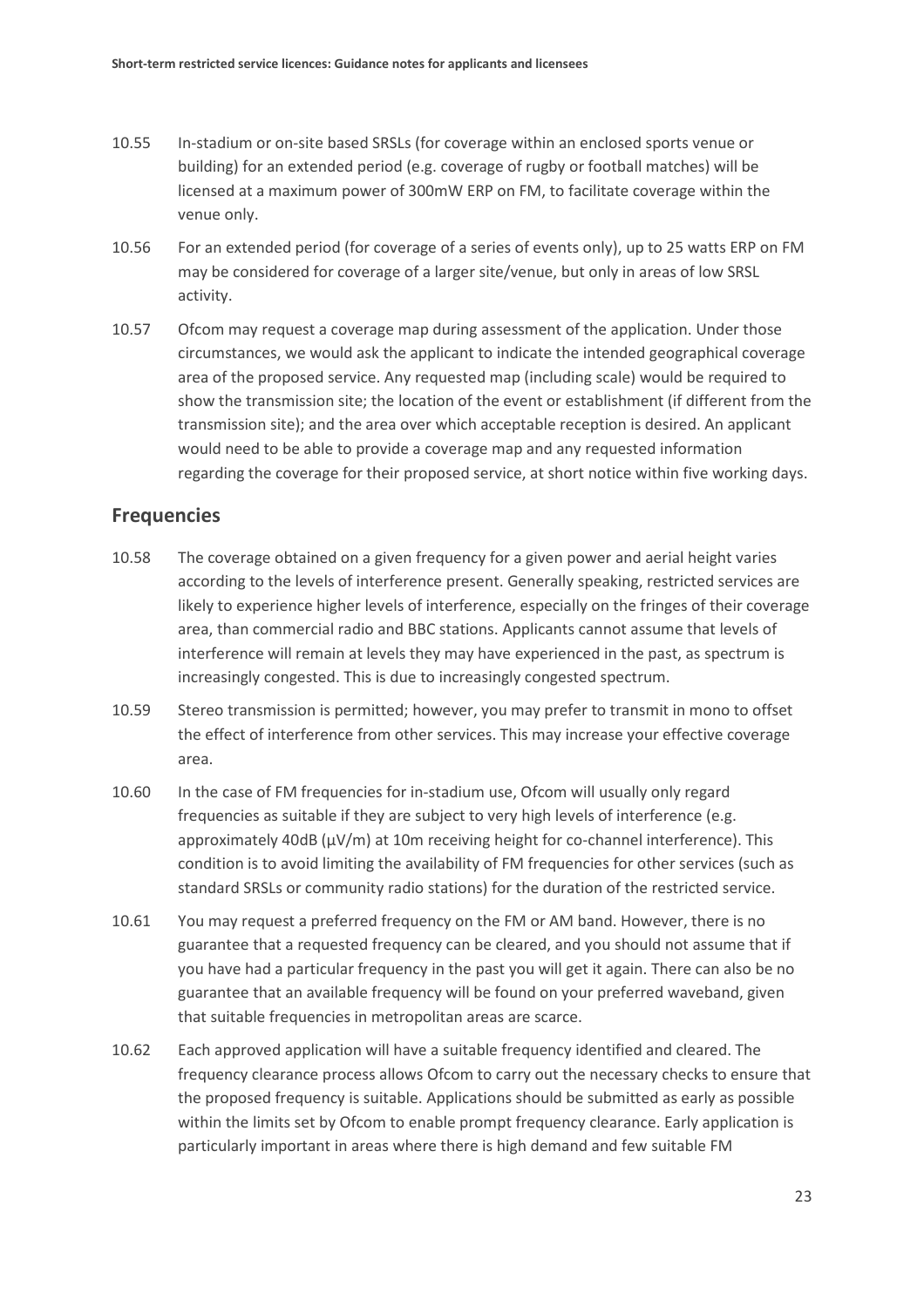10.55 In-stadium or on-site based SRSLs (for coverage within an enclosed sports venue or building) for an extended period (e.g. coverage of rugby or football matches) will be licensed at a maximum power of 300mW ERP on FM, to facilitate coverage within the venue only.

10.56 For an extended period (for coverage of a series of events only), up to 25 watts ERP on FM may be considered for coverage of a larger site/venue, but only in areas of low SRSL activity.

10.57 Ofcom may request a coverage map during assessment of the application. Under those circumstances, we would ask the applicant to indicate the intended geographical coverage area of the proposed service. Any requested map (including scale) would be required to show the transmission site; the location of the event or establishment (if different from the transmission site); and the area over which acceptable reception is desired. An applicant would need to be able to provide a coverage map and any requested information regarding the coverage for their proposed service, at short notice within five working days.

## Frequencies

10.58 The coverage obtained on a given frequency for a given power and aerial height varies according to the levels of interference present. Generally speaking, restricted services are likely to experience higher levels of interference, especially on the fringes of their coverage area, than commercial radio and BBC stations. Applicants cannot assume that levels of interference will remain at levels they may have experienced in the past, as spectrum is increasingly congested. This is due to increasingly congested spectrum.

10.59 Stereo transmission is permitted; however, you may prefer to transmit in mono to offset the effect of interference from other services. This may increase your effective coverage area.

10.60 In the case of FM frequencies for in-stadium use, Ofcom will usually only regard frequencies as suitable if they are subject to very high levels of interference (e.g. approximately 40dB (μV/m) at 10m receiving height for co-channel interference). This condition is to avoid limiting the availability of FM frequencies for other services (such as standard SRSLs or community radio stations) for the duration of the restricted service.

10.61 You may request a preferred frequency on the FM or AM band. However, there is no guarantee that a requested frequency can be cleared, and you should not assume that if you have had a particular frequency in the past you will get it again. There can also be no guarantee that an available frequency will be found on your preferred waveband, given that suitable frequencies in metropolitan areas are scarce.

10.62 Each approved application will have a suitable frequency identified and cleared. The frequency clearance process allows Ofcom to carry out the necessary checks to ensure that the proposed frequency is suitable. Applications should be submitted as early as possible within the limits set by Ofcom to enable prompt frequency clearance. Early application is particularly important in areas where there is high demand and few suitable FM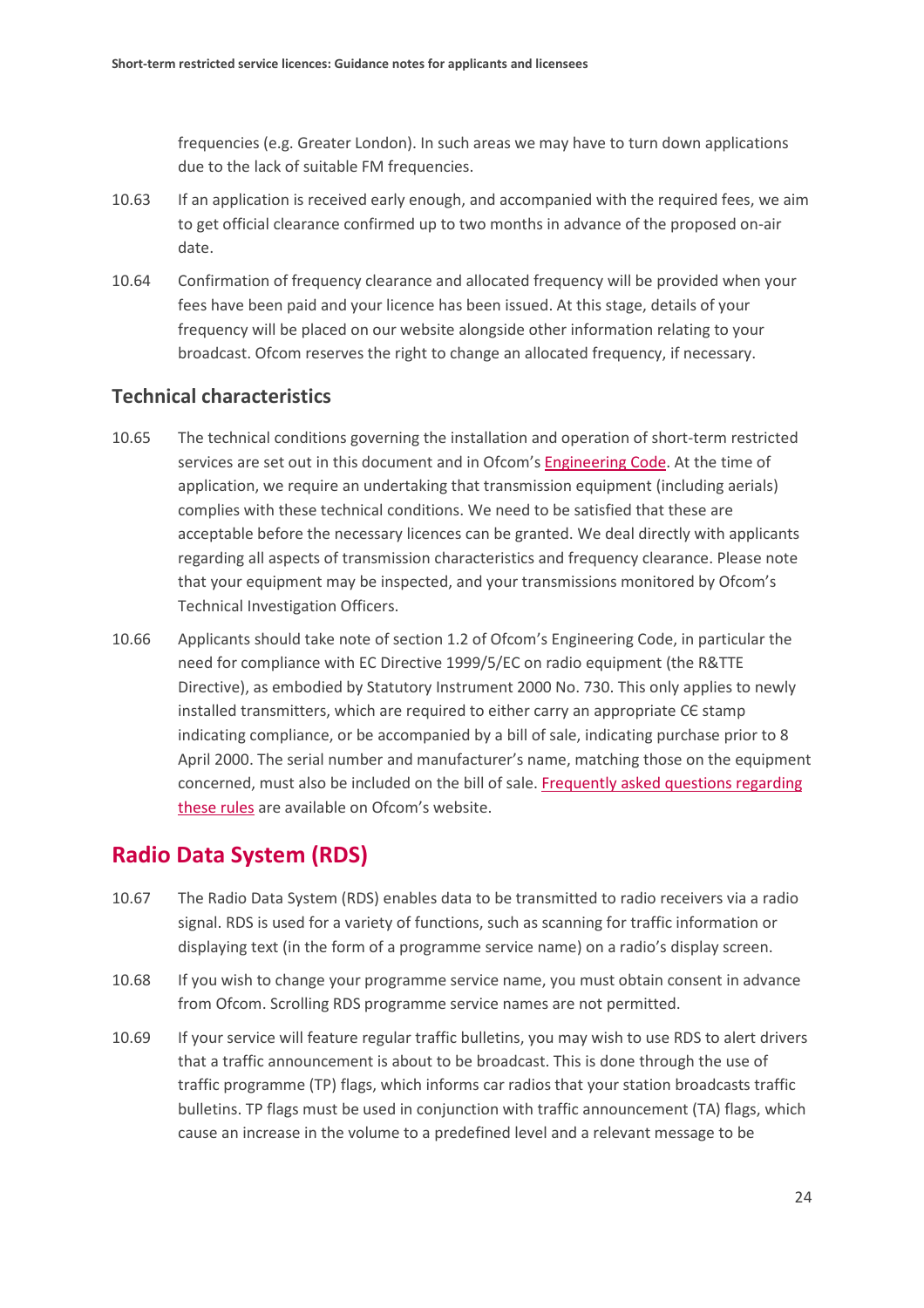frequencies (e.g. Greater London). In such areas we may have to turn down applications due to the lack of suitable FM frequencies.

10.63 If an application is received early enough, and accompanied with the required fees, we aim to get official clearance confirmed up to two months in advance of the proposed on-air date.

10.64 Confirmation of frequency clearance and allocated frequency will be provided when your fees have been paid and your licence has been issued. At this stage, details of your frequency will be placed on our website alongside other information relating to your broadcast. Ofcom reserves the right to change an allocated frequency, if necessary.

### Technical characteristics

10.65 The technical conditions governing the installation and operation of short-term restricted services are set out in this document and in Ofcom's Engineering Code. At the time of application, we require an undertaking that transmission equipment (including aerials) complies with these technical conditions. We need to be satisfied that these are acceptable before the necessary licences can be granted. We deal directly with applicants regarding all aspects of transmission characteristics and frequency clearance. Please note that your equipment may be inspected, and your transmissions monitored by Ofcom's Technical Investigation Officers.

10.66 Applicants should take note of section 1.2 of Ofcom's Engineering Code, in particular the need for compliance with EC Directive 1999/5/EC on radio equipment (the R&TTE Directive), as embodied by Statutory Instrument 2000 No. 730. This only applies to newly installed transmitters, which are required to either carry an appropriate CЄ stamp indicating compliance, or be accompanied by a bill of sale, indicating purchase prior to 8 April 2000. The serial number and manufacturer's name, matching those on the equipment concerned, must also be included on the bill of sale. Frequently asked questions regarding these rules are available on Ofcom's website.

## Radio Data System (RDS)

10.67 The Radio Data System (RDS) enables data to be transmitted to radio receivers via a radio signal. RDS is used for a variety of functions, such as scanning for traffic information or displaying text (in the form of a programme service name) on a radio's display screen.

10.68 If you wish to change your programme service name, you must obtain consent in advance from Ofcom. Scrolling RDS programme service names are not permitted.

10.69 If your service will feature regular traffic bulletins, you may wish to use RDS to alert drivers that a traffic announcement is about to be broadcast. This is done through the use of traffic programme (TP) flags, which informs car radios that your station broadcasts traffic bulletins. TP flags must be used in conjunction with traffic announcement (TA) flags, which cause an increase in the volume to a predefined level and a relevant message to be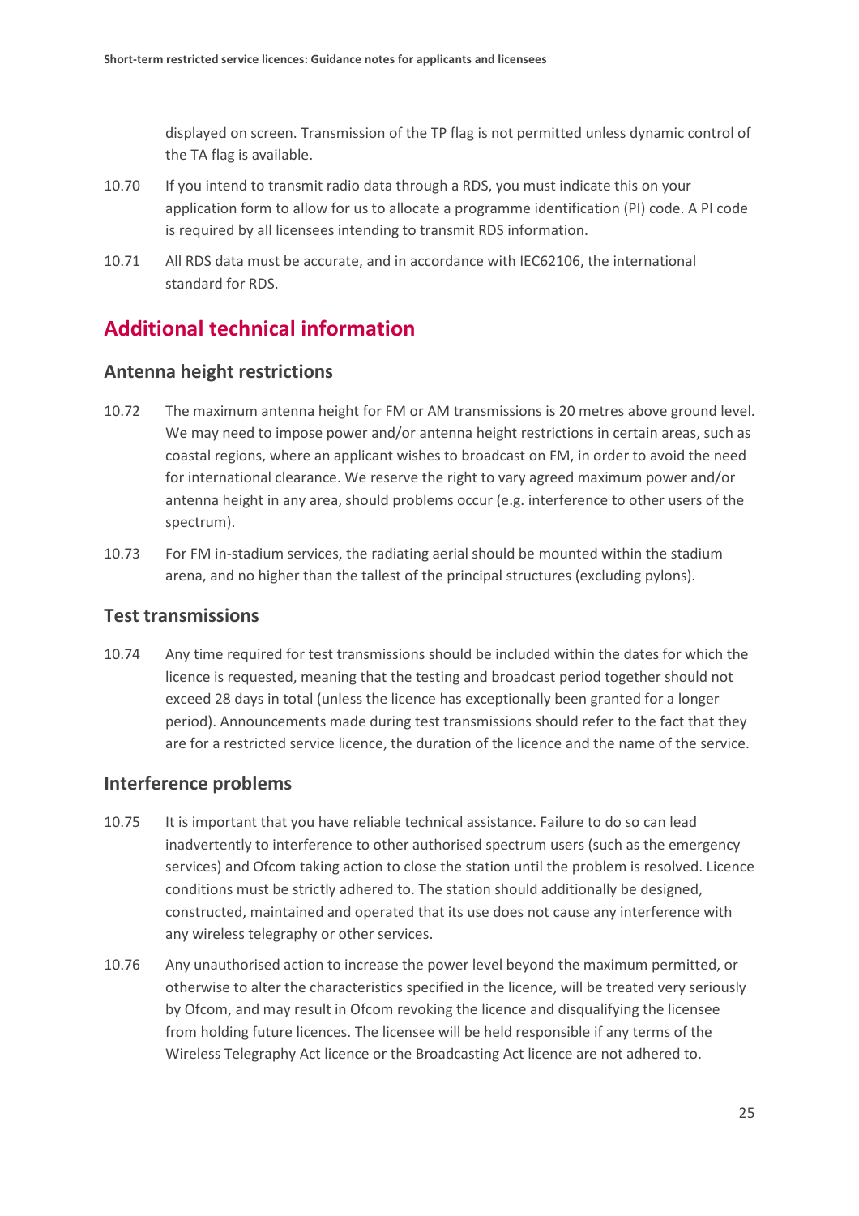displayed on screen. Transmission of the TP flag is not permitted unless dynamic control of the TA flag is available.

10.70 If you intend to transmit radio data through a RDS, you must indicate this on your application form to allow for us to allocate a programme identification (PI) code. A PI code is required by all licensees intending to transmit RDS information.

10.71 All RDS data must be accurate, and in accordance with IEC62106, the international standard for RDS.

## Additional technical information

### Antenna height restrictions

10.72 The maximum antenna height for FM or AM transmissions is 20 metres above ground level. We may need to impose power and/or antenna height restrictions in certain areas, such as coastal regions, where an applicant wishes to broadcast on FM, in order to avoid the need for international clearance. We reserve the right to vary agreed maximum power and/or antenna height in any area, should problems occur (e.g. interference to other users of the spectrum).

10.73 For FM in-stadium services, the radiating aerial should be mounted within the stadium arena, and no higher than the tallest of the principal structures (excluding pylons).

### Test transmissions

10.74 Any time required for test transmissions should be included within the dates for which the licence is requested, meaning that the testing and broadcast period together should not exceed 28 days in total (unless the licence has exceptionally been granted for a longer period). Announcements made during test transmissions should refer to the fact that they are for a restricted service licence, the duration of the licence and the name of the service.

### Interference problems

10.75 It is important that you have reliable technical assistance. Failure to do so can lead inadvertently to interference to other authorised spectrum users (such as the emergency services) and Ofcom taking action to close the station until the problem is resolved. Licence conditions must be strictly adhered to. The station should additionally be designed, constructed, maintained and operated that its use does not cause any interference with any wireless telegraphy or other services.

10.76 Any unauthorised action to increase the power level beyond the maximum permitted, or otherwise to alter the characteristics specified in the licence, will be treated very seriously by Ofcom, and may result in Ofcom revoking the licence and disqualifying the licensee from holding future licences. The licensee will be held responsible if any terms of the Wireless Telegraphy Act licence or the Broadcasting Act licence are not adhered to.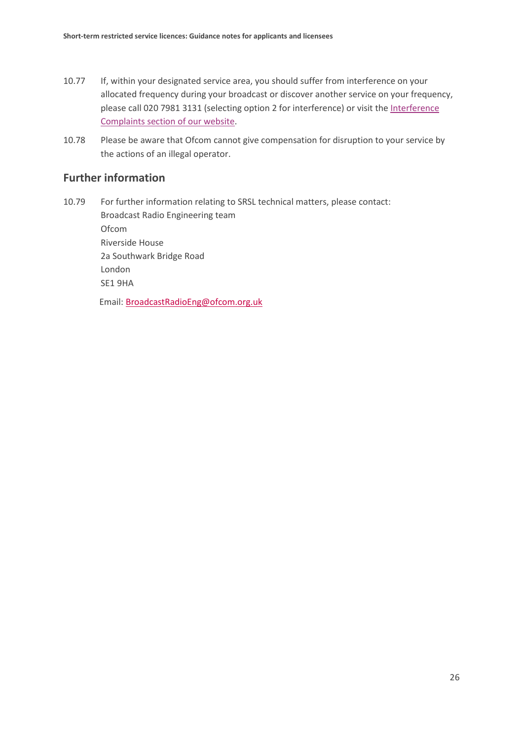10.77 If, within your designated service area, you should suffer from interference on your allocated frequency during your broadcast or discover another service on your frequency, please call 020 7981 3131 (selecting option 2 for interference) or visit the [Interference Complaints section of our website](#).

10.78 Please be aware that Ofcom cannot give compensation for disruption to your service by the actions of an illegal operator.

## Further information

10.79 For further information relating to SRSL technical matters, please contact:
Broadcast Radio Engineering team
Ofcom
Riverside House
2a Southwark Bridge Road
London
SE1 9HA

Email: BroadcastRadioEng@ofcom.org.uk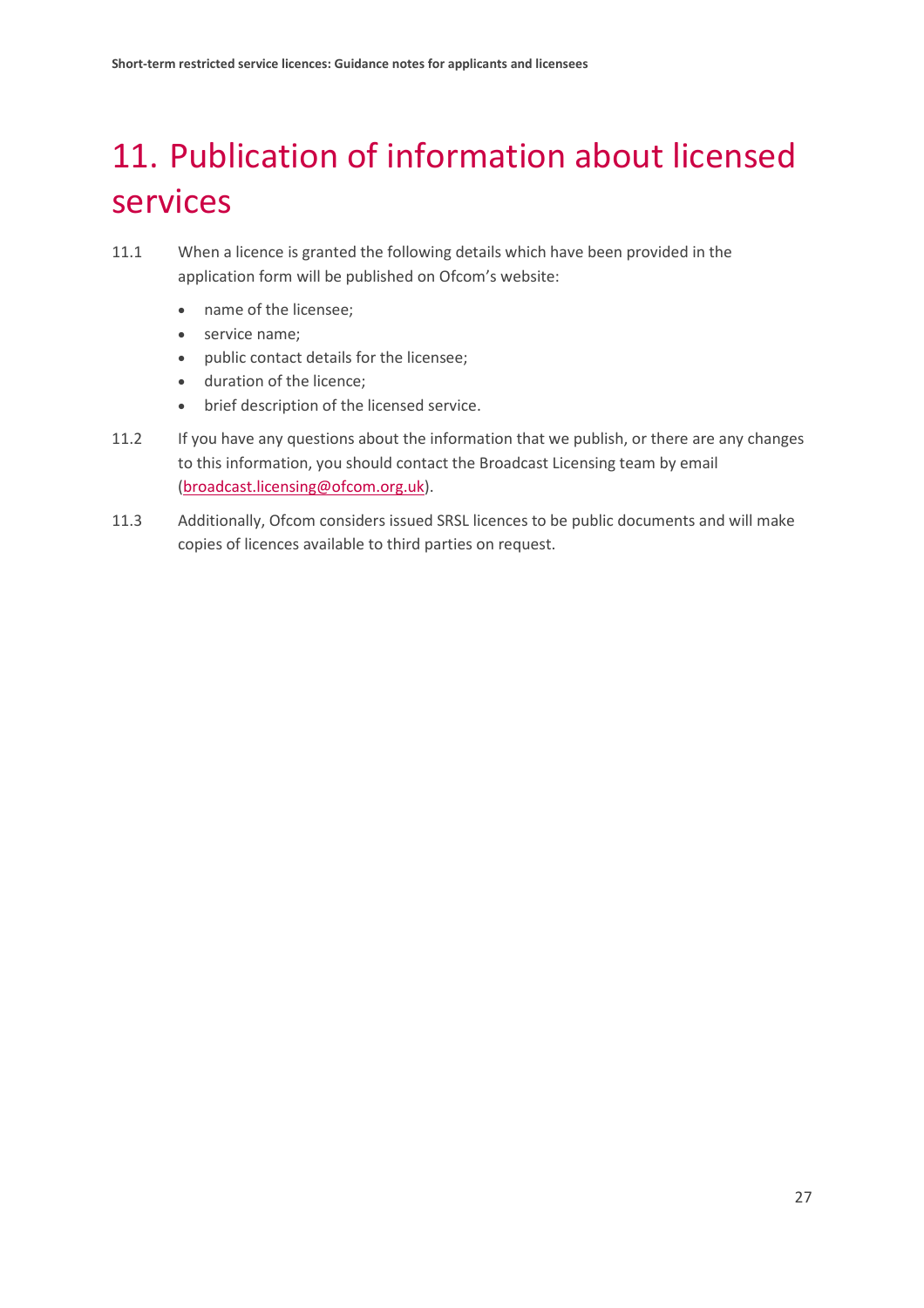# 11. Publication of information about licensed services

11.1 When a licence is granted the following details which have been provided in the application form will be published on Ofcom's website:

- name of the licensee;
- service name;
- public contact details for the licensee;
- duration of the licence;
- brief description of the licensed service.

11.2 If you have any questions about the information that we publish, or there are any changes to this information, you should contact the Broadcast Licensing team by email (broadcast.licensing@ofcom.org.uk).

11.3 Additionally, Ofcom considers issued SRSL licences to be public documents and will make copies of licences available to third parties on request.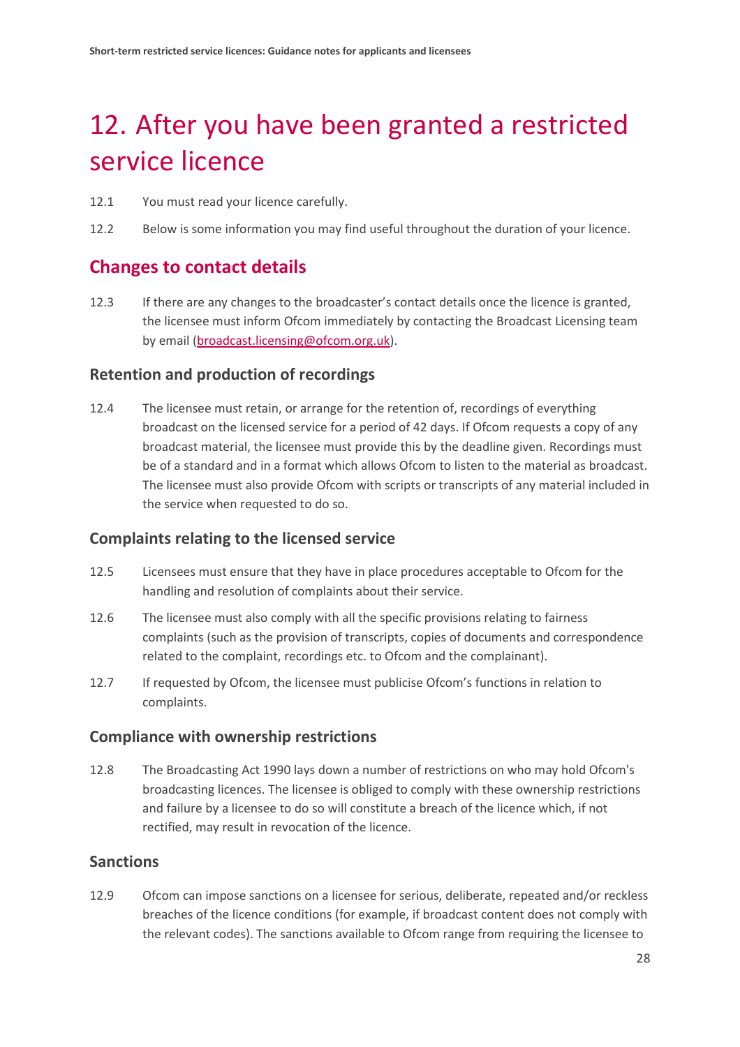# 12. After you have been granted a restricted service licence

12.1 You must read your licence carefully.

12.2 Below is some information you may find useful throughout the duration of your licence.

## Changes to contact details

12.3 If there are any changes to the broadcaster's contact details once the licence is granted, the licensee must inform Ofcom immediately by contacting the Broadcast Licensing team by email (broadcast.licensing@ofcom.org.uk).

### Retention and production of recordings

12.4 The licensee must retain, or arrange for the retention of, recordings of everything broadcast on the licensed service for a period of 42 days. If Ofcom requests a copy of any broadcast material, the licensee must provide this by the deadline given. Recordings must be of a standard and in a format which allows Ofcom to listen to the material as broadcast. The licensee must also provide Ofcom with scripts or transcripts of any material included in the service when requested to do so.

### Complaints relating to the licensed service

12.5 Licensees must ensure that they have in place procedures acceptable to Ofcom for the handling and resolution of complaints about their service.

12.6 The licensee must also comply with all the specific provisions relating to fairness complaints (such as the provision of transcripts, copies of documents and correspondence related to the complaint, recordings etc. to Ofcom and the complainant).

12.7 If requested by Ofcom, the licensee must publicise Ofcom's functions in relation to complaints.

### Compliance with ownership restrictions

12.8 The Broadcasting Act 1990 lays down a number of restrictions on who may hold Ofcom's broadcasting licences. The licensee is obliged to comply with these ownership restrictions and failure by a licensee to do so will constitute a breach of the licence which, if not rectified, may result in revocation of the licence.

### Sanctions

12.9 Ofcom can impose sanctions on a licensee for serious, deliberate, repeated and/or reckless breaches of the licence conditions (for example, if broadcast content does not comply with the relevant codes). The sanctions available to Ofcom range from requiring the licensee to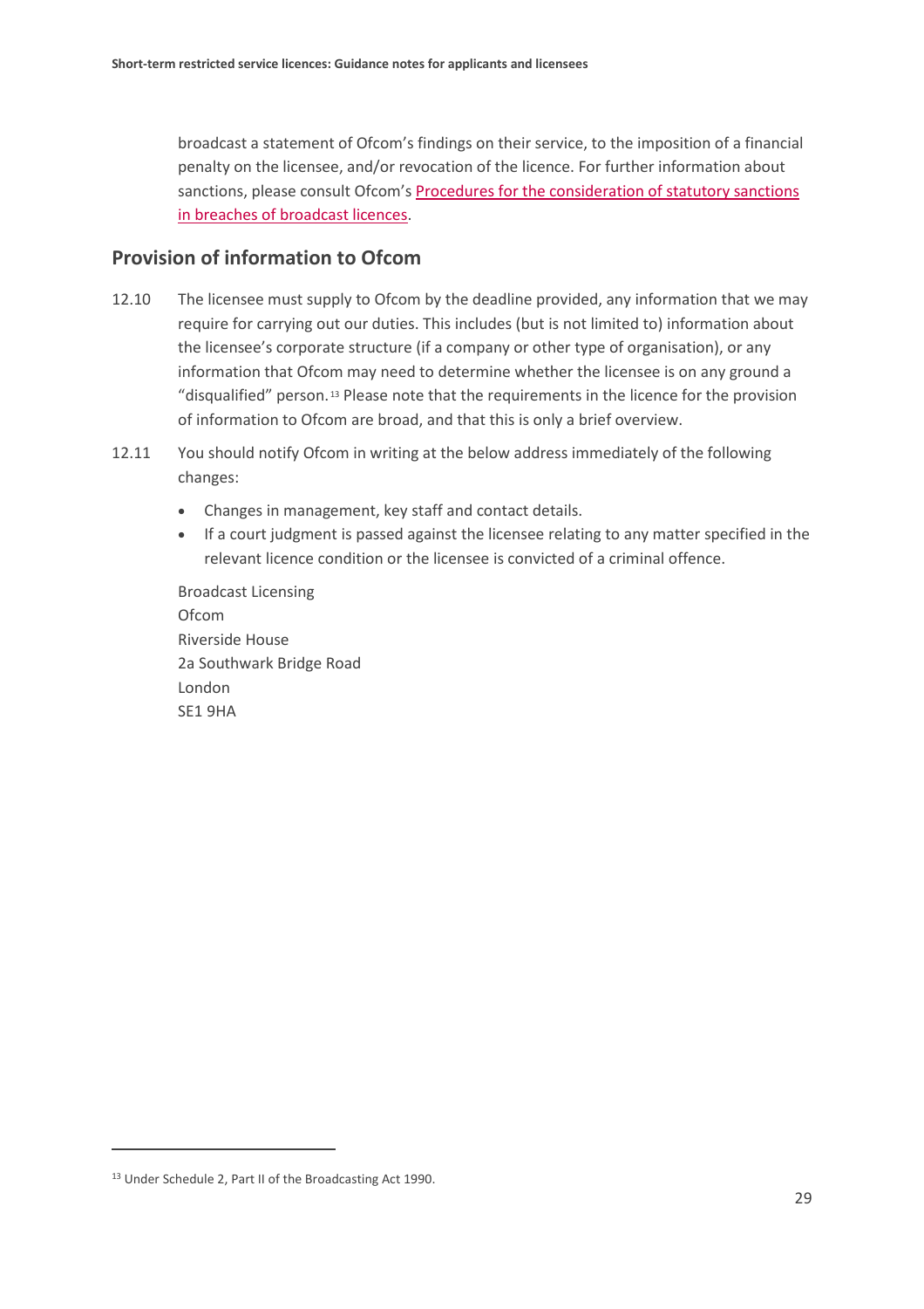broadcast a statement of Ofcom's findings on their service, to the imposition of a financial penalty on the licensee, and/or revocation of the licence. For further information about sanctions, please consult Ofcom's Procedures for the consideration of statutory sanctions in breaches of broadcast licences.

## Provision of information to Ofcom

12.10 The licensee must supply to Ofcom by the deadline provided, any information that we may require for carrying out our duties. This includes (but is not limited to) information about the licensee's corporate structure (if a company or other type of organisation), or any information that Ofcom may need to determine whether the licensee is on any ground a "disqualified" person.[13] Please note that the requirements in the licence for the provision of information to Ofcom are broad, and that this is only a brief overview.

12.11 You should notify Ofcom in writing at the below address immediately of the following changes:

- Changes in management, key staff and contact details.
- If a court judgment is passed against the licensee relating to any matter specified in the relevant licence condition or the licensee is convicted of a criminal offence.

Broadcast Licensing
Ofcom
Riverside House
2a Southwark Bridge Road
London
SE1 9HA

[13] Under Schedule 2, Part II of the Broadcasting Act 1990.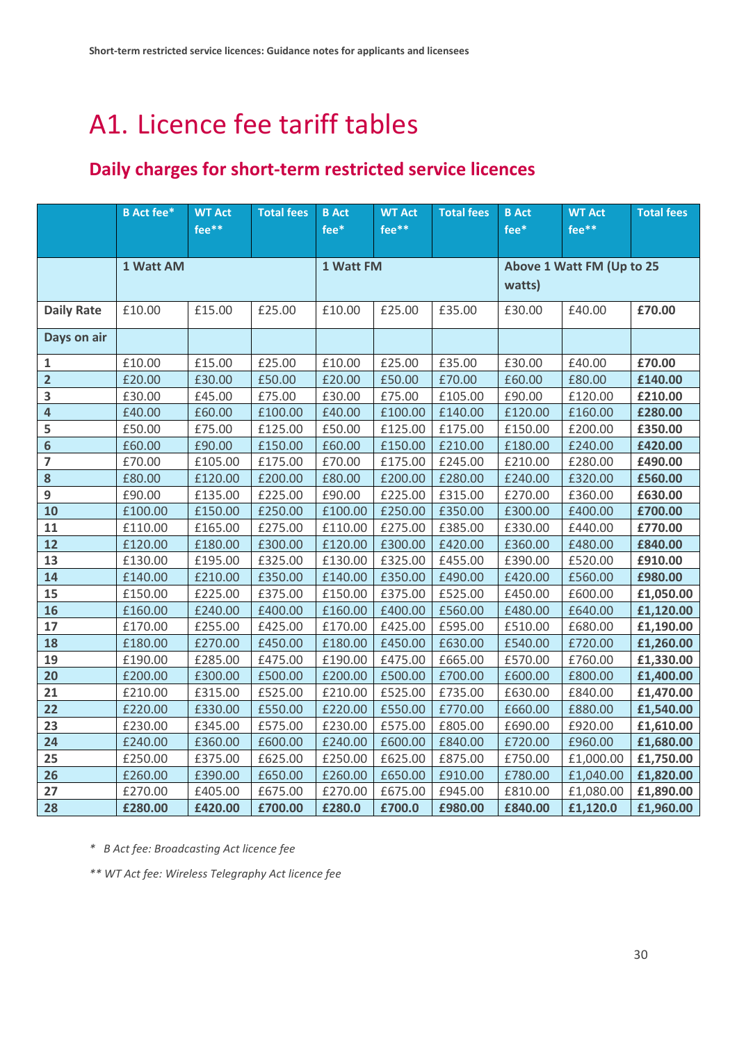# A1. Licence fee tariff tables

## Daily charges for short-term restricted service licences

| | B Act fee* | WT Act fee** | Total fees | B Act fee* | WT Act fee** | Total fees | B Act fee* | WT Act fee** | Total fees |
|---|---|---|---|---|---|---|---|---|---|
| | 1 Watt AM | | | 1 Watt FM | | | Above 1 Watt FM (Up to 25 watts) | | |
| **Daily Rate** | £10.00 | £15.00 | £25.00 | £10.00 | £25.00 | £35.00 | £30.00 | £40.00 | **£70.00** |
| **Days on air** | | | | | | | | | |
| **1** | £10.00 | £15.00 | £25.00 | £10.00 | £25.00 | £35.00 | £30.00 | £40.00 | **£70.00** |
| **2** | £20.00 | £30.00 | £50.00 | £20.00 | £50.00 | £70.00 | £60.00 | £80.00 | **£140.00** |
| **3** | £30.00 | £45.00 | £75.00 | £30.00 | £75.00 | £105.00 | £90.00 | £120.00 | **£210.00** |
| **4** | £40.00 | £60.00 | £100.00 | £40.00 | £100.00 | £140.00 | £120.00 | £160.00 | **£280.00** |
| **5** | £50.00 | £75.00 | £125.00 | £50.00 | £125.00 | £175.00 | £150.00 | £200.00 | **£350.00** |
| **6** | £60.00 | £90.00 | £150.00 | £60.00 | £150.00 | £210.00 | £180.00 | £240.00 | **£420.00** |
| **7** | £70.00 | £105.00 | £175.00 | £70.00 | £175.00 | £245.00 | £210.00 | £280.00 | **£490.00** |
| **8** | £80.00 | £120.00 | £200.00 | £80.00 | £200.00 | £280.00 | £240.00 | £320.00 | **£560.00** |
| **9** | £90.00 | £135.00 | £225.00 | £90.00 | £225.00 | £315.00 | £270.00 | £360.00 | **£630.00** |
| **10** | £100.00 | £150.00 | £250.00 | £100.00 | £250.00 | £350.00 | £300.00 | £400.00 | **£700.00** |
| **11** | £110.00 | £165.00 | £275.00 | £110.00 | £275.00 | £385.00 | £330.00 | £440.00 | **£770.00** |
| **12** | £120.00 | £180.00 | £300.00 | £120.00 | £300.00 | £420.00 | £360.00 | £480.00 | **£840.00** |
| **13** | £130.00 | £195.00 | £325.00 | £130.00 | £325.00 | £455.00 | £390.00 | £520.00 | **£910.00** |
| **14** | £140.00 | £210.00 | £350.00 | £140.00 | £350.00 | £490.00 | £420.00 | £560.00 | **£980.00** |
| **15** | £150.00 | £225.00 | £375.00 | £150.00 | £375.00 | £525.00 | £450.00 | £600.00 | **£1,050.00** |
| **16** | £160.00 | £240.00 | £400.00 | £160.00 | £400.00 | £560.00 | £480.00 | £640.00 | **£1,120.00** |
| **17** | £170.00 | £255.00 | £425.00 | £170.00 | £425.00 | £595.00 | £510.00 | £680.00 | **£1,190.00** |
| **18** | £180.00 | £270.00 | £450.00 | £180.00 | £450.00 | £630.00 | £540.00 | £720.00 | **£1,260.00** |
| **19** | £190.00 | £285.00 | £475.00 | £190.00 | £475.00 | £665.00 | £570.00 | £760.00 | **£1,330.00** |
| **20** | £200.00 | £300.00 | £500.00 | £200.00 | £500.00 | £700.00 | £600.00 | £800.00 | **£1,400.00** |
| **21** | £210.00 | £315.00 | £525.00 | £210.00 | £525.00 | £735.00 | £630.00 | £840.00 | **£1,470.00** |
| **22** | £220.00 | £330.00 | £550.00 | £220.00 | £550.00 | £770.00 | £660.00 | £880.00 | **£1,540.00** |
| **23** | £230.00 | £345.00 | £575.00 | £230.00 | £575.00 | £805.00 | £690.00 | £920.00 | **£1,610.00** |
| **24** | £240.00 | £360.00 | £600.00 | £240.00 | £600.00 | £840.00 | £720.00 | £960.00 | **£1,680.00** |
| **25** | £250.00 | £375.00 | £625.00 | £250.00 | £625.00 | £875.00 | £750.00 | £1,000.00 | **£1,750.00** |
| **26** | £260.00 | £390.00 | £650.00 | £260.00 | £650.00 | £910.00 | £780.00 | £1,040.00 | **£1,820.00** |
| **27** | £270.00 | £405.00 | £675.00 | £270.00 | £675.00 | £945.00 | £810.00 | £1,080.00 | **£1,890.00** |
| **28** | **£280.00** | **£420.00** | **£700.00** | **£280.0** | **£700.0** | **£980.00** | **£840.00** | **£1,120.0** | **£1,960.00** |

*\* B Act fee: Broadcasting Act licence fee*

*\*\* WT Act fee: Wireless Telegraphy Act licence fee*